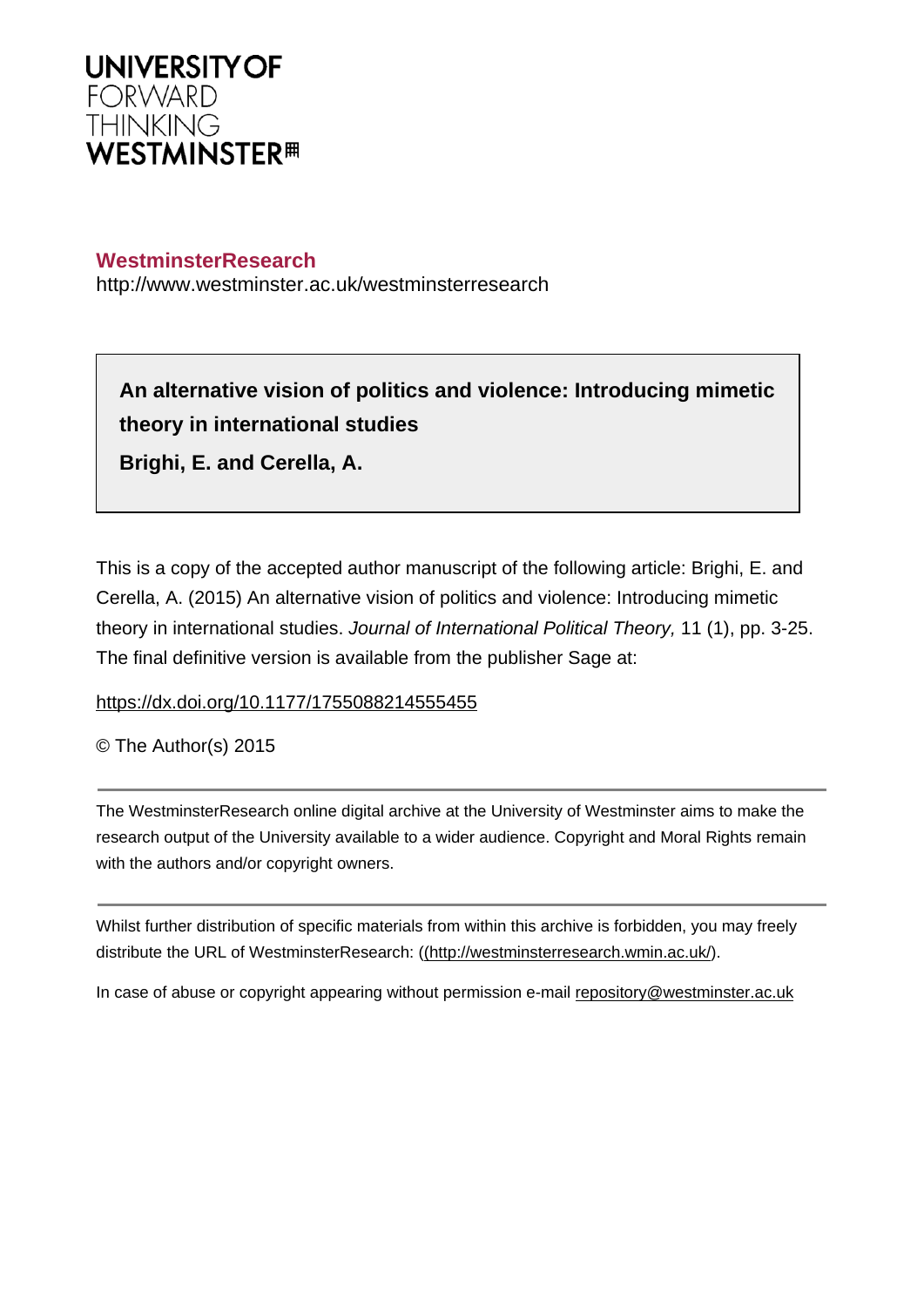**UNIVERSITY OF**
FORWARD
THINKING
**WESTMINSTER**

**WestminsterResearch**
http://www.westminster.ac.uk/westminsterresearch

**An alternative vision of politics and violence: Introducing mimetic theory in international studies**

**Brighi, E. and Cerella, A.**

This is a copy of the accepted author manuscript of the following article: Brighi, E. and Cerella, A. (2015) An alternative vision of politics and violence: Introducing mimetic theory in international studies. *Journal of International Political Theory,* 11 (1), pp. 3-25. The final definitive version is available from the publisher Sage at:

https://dx.doi.org/10.1177/1755088214555455

© The Author(s) 2015

The WestminsterResearch online digital archive at the University of Westminster aims to make the research output of the University available to a wider audience. Copyright and Moral Rights remain with the authors and/or copyright owners.

Whilst further distribution of specific materials from within this archive is forbidden, you may freely distribute the URL of WestminsterResearch: ((http://westminsterresearch.wmin.ac.uk/).

In case of abuse or copyright appearing without permission e-mail repository@westminster.ac.uk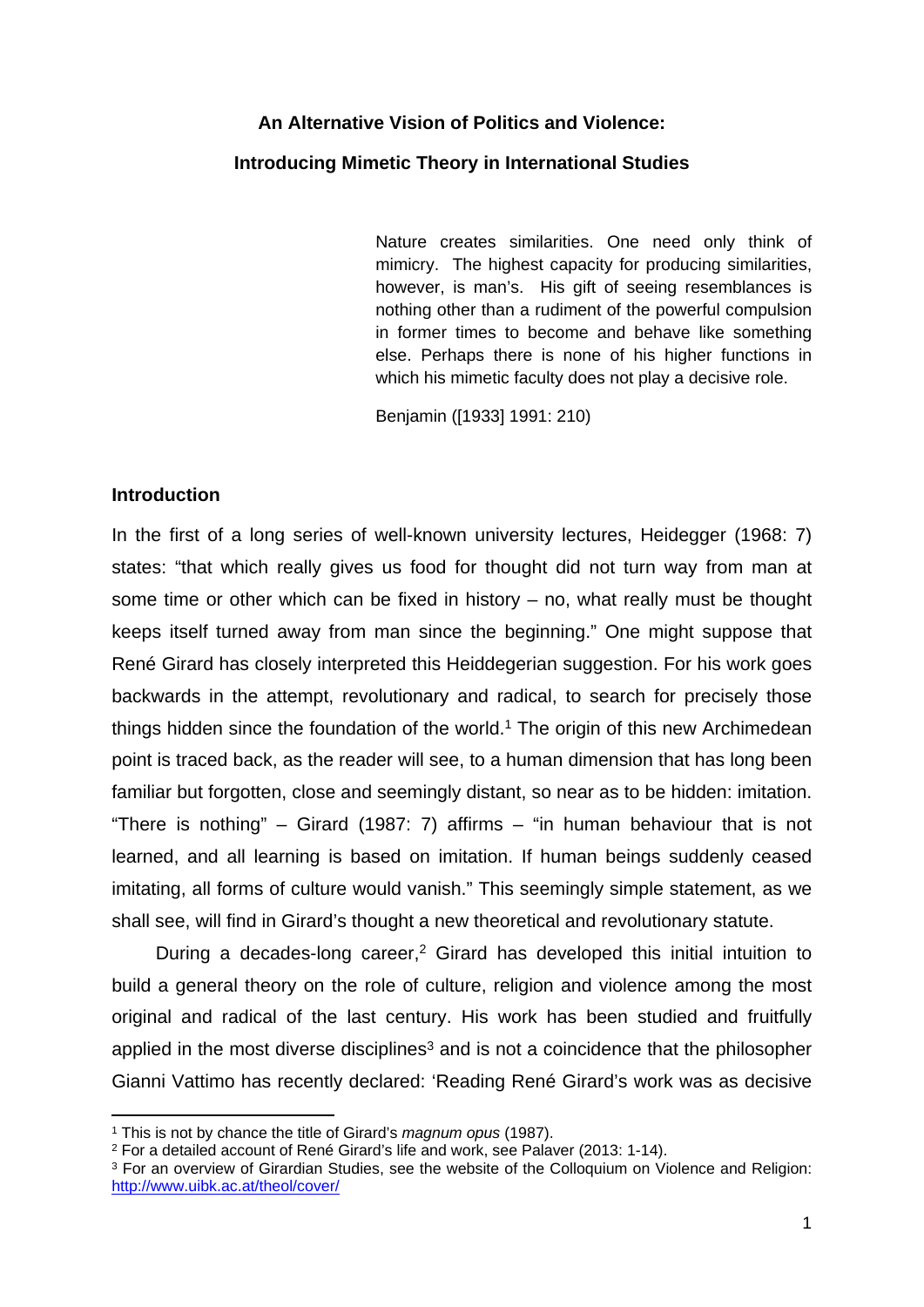**An Alternative Vision of Politics and Violence:**

**Introducing Mimetic Theory in International Studies**

> Nature creates similarities. One need only think of mimicry. The highest capacity for producing similarities, however, is man's. His gift of seeing resemblances is nothing other than a rudiment of the powerful compulsion in former times to become and behave like something else. Perhaps there is none of his higher functions in which his mimetic faculty does not play a decisive role.
>
> Benjamin ([1933] 1991: 210)

## Introduction

In the first of a long series of well-known university lectures, Heidegger (1968: 7) states: "that which really gives us food for thought did not turn way from man at some time or other which can be fixed in history – no, what really must be thought keeps itself turned away from man since the beginning." One might suppose that René Girard has closely interpreted this Heiddegerian suggestion. For his work goes backwards in the attempt, revolutionary and radical, to search for precisely those things hidden since the foundation of the world.[1] The origin of this new Archimedean point is traced back, as the reader will see, to a human dimension that has long been familiar but forgotten, close and seemingly distant, so near as to be hidden: imitation. "There is nothing" – Girard (1987: 7) affirms – "in human behaviour that is not learned, and all learning is based on imitation. If human beings suddenly ceased imitating, all forms of culture would vanish." This seemingly simple statement, as we shall see, will find in Girard's thought a new theoretical and revolutionary statute.

During a decades-long career,[2] Girard has developed this initial intuition to build a general theory on the role of culture, religion and violence among the most original and radical of the last century. His work has been studied and fruitfully applied in the most diverse disciplines[3] and is not a coincidence that the philosopher Gianni Vattimo has recently declared: 'Reading René Girard's work was as decisive

---

[1] This is not by chance the title of Girard's *magnum opus* (1987).

[2] For a detailed account of René Girard's life and work, see Palaver (2013: 1-14).

[3] For an overview of Girardian Studies, see the website of the Colloquium on Violence and Religion: http://www.uibk.ac.at/theol/cover/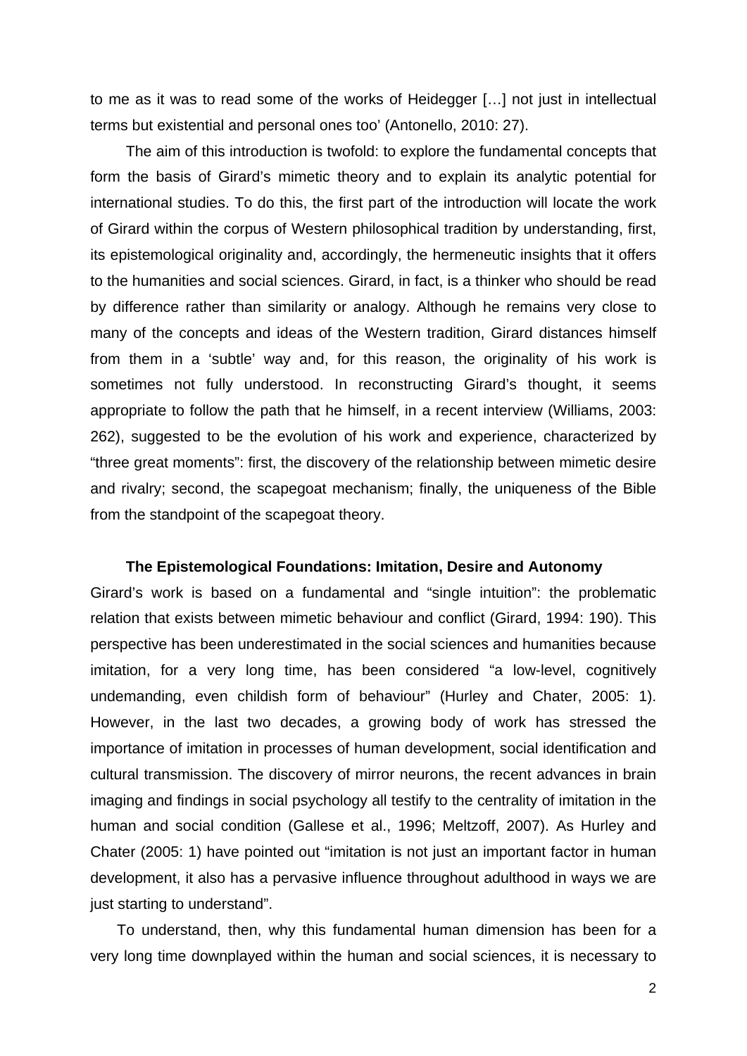to me as it was to read some of the works of Heidegger […] not just in intellectual terms but existential and personal ones too' (Antonello, 2010: 27).

The aim of this introduction is twofold: to explore the fundamental concepts that form the basis of Girard's mimetic theory and to explain its analytic potential for international studies. To do this, the first part of the introduction will locate the work of Girard within the corpus of Western philosophical tradition by understanding, first, its epistemological originality and, accordingly, the hermeneutic insights that it offers to the humanities and social sciences. Girard, in fact, is a thinker who should be read by difference rather than similarity or analogy. Although he remains very close to many of the concepts and ideas of the Western tradition, Girard distances himself from them in a 'subtle' way and, for this reason, the originality of his work is sometimes not fully understood. In reconstructing Girard's thought, it seems appropriate to follow the path that he himself, in a recent interview (Williams, 2003: 262), suggested to be the evolution of his work and experience, characterized by "three great moments": first, the discovery of the relationship between mimetic desire and rivalry; second, the scapegoat mechanism; finally, the uniqueness of the Bible from the standpoint of the scapegoat theory.

## The Epistemological Foundations: Imitation, Desire and Autonomy

Girard's work is based on a fundamental and "single intuition": the problematic relation that exists between mimetic behaviour and conflict (Girard, 1994: 190). This perspective has been underestimated in the social sciences and humanities because imitation, for a very long time, has been considered "a low-level, cognitively undemanding, even childish form of behaviour" (Hurley and Chater, 2005: 1). However, in the last two decades, a growing body of work has stressed the importance of imitation in processes of human development, social identification and cultural transmission. The discovery of mirror neurons, the recent advances in brain imaging and findings in social psychology all testify to the centrality of imitation in the human and social condition (Gallese et al., 1996; Meltzoff, 2007). As Hurley and Chater (2005: 1) have pointed out "imitation is not just an important factor in human development, it also has a pervasive influence throughout adulthood in ways we are just starting to understand".

To understand, then, why this fundamental human dimension has been for a very long time downplayed within the human and social sciences, it is necessary to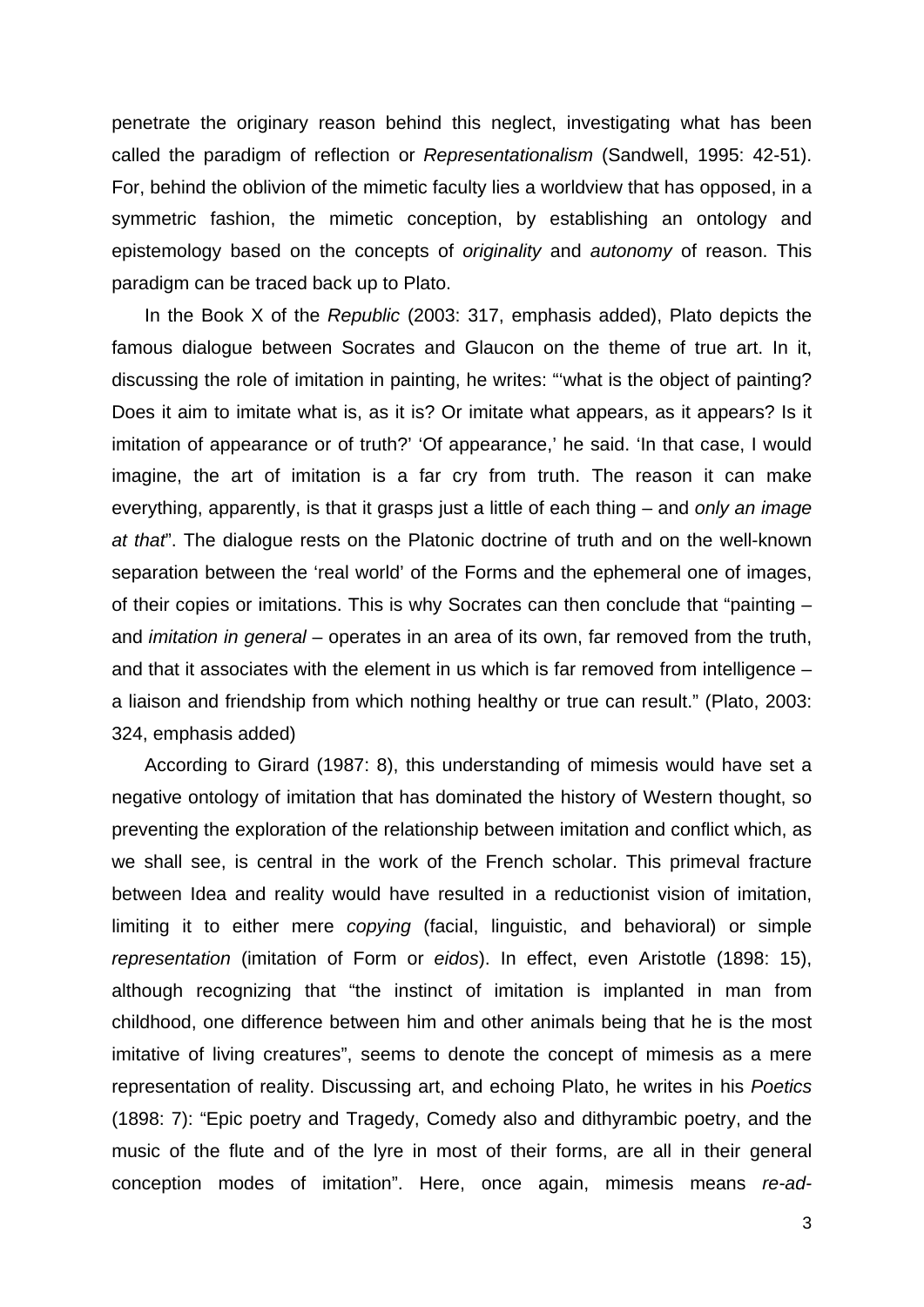penetrate the originary reason behind this neglect, investigating what has been called the paradigm of reflection or *Representationalism* (Sandwell, 1995: 42-51). For, behind the oblivion of the mimetic faculty lies a worldview that has opposed, in a symmetric fashion, the mimetic conception, by establishing an ontology and epistemology based on the concepts of *originality* and *autonomy* of reason. This paradigm can be traced back up to Plato.

In the Book X of the *Republic* (2003: 317, emphasis added), Plato depicts the famous dialogue between Socrates and Glaucon on the theme of true art. In it, discussing the role of imitation in painting, he writes: "'what is the object of painting? Does it aim to imitate what is, as it is? Or imitate what appears, as it appears? Is it imitation of appearance or of truth?' 'Of appearance,' he said. 'In that case, I would imagine, the art of imitation is a far cry from truth. The reason it can make everything, apparently, is that it grasps just a little of each thing – and *only an image at that*". The dialogue rests on the Platonic doctrine of truth and on the well-known separation between the 'real world' of the Forms and the ephemeral one of images, of their copies or imitations. This is why Socrates can then conclude that "painting – and *imitation in general* – operates in an area of its own, far removed from the truth, and that it associates with the element in us which is far removed from intelligence – a liaison and friendship from which nothing healthy or true can result." (Plato, 2003: 324, emphasis added)

According to Girard (1987: 8), this understanding of mimesis would have set a negative ontology of imitation that has dominated the history of Western thought, so preventing the exploration of the relationship between imitation and conflict which, as we shall see, is central in the work of the French scholar. This primeval fracture between Idea and reality would have resulted in a reductionist vision of imitation, limiting it to either mere *copying* (facial, linguistic, and behavioral) or simple *representation* (imitation of Form or *eidos*). In effect, even Aristotle (1898: 15), although recognizing that "the instinct of imitation is implanted in man from childhood, one difference between him and other animals being that he is the most imitative of living creatures", seems to denote the concept of mimesis as a mere representation of reality. Discussing art, and echoing Plato, he writes in his *Poetics* (1898: 7): "Epic poetry and Tragedy, Comedy also and dithyrambic poetry, and the music of the flute and of the lyre in most of their forms, are all in their general conception modes of imitation". Here, once again, mimesis means *re-ad-*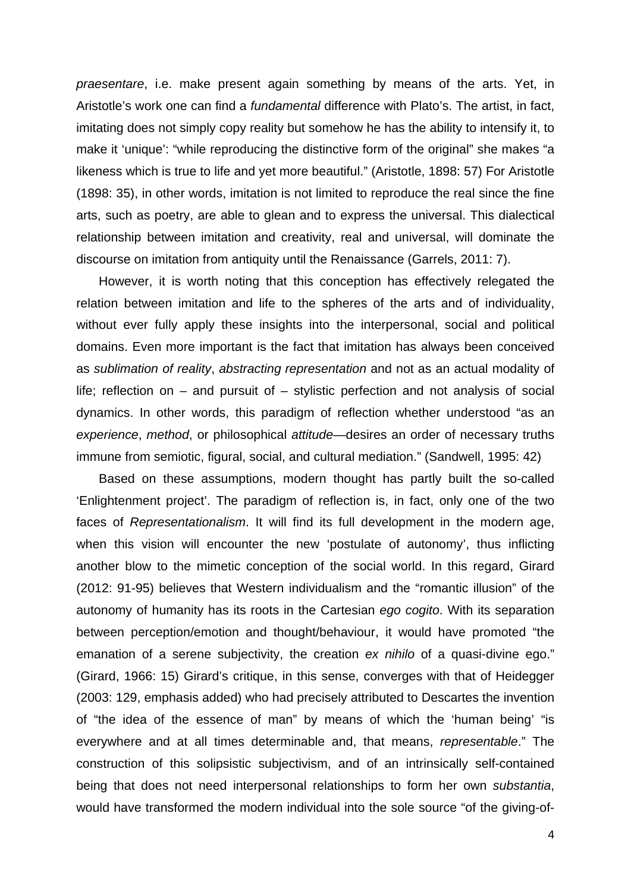*praesentare*, i.e. make present again something by means of the arts. Yet, in Aristotle's work one can find a *fundamental* difference with Plato's. The artist, in fact, imitating does not simply copy reality but somehow he has the ability to intensify it, to make it 'unique': "while reproducing the distinctive form of the original" she makes "a likeness which is true to life and yet more beautiful." (Aristotle, 1898: 57) For Aristotle (1898: 35), in other words, imitation is not limited to reproduce the real since the fine arts, such as poetry, are able to glean and to express the universal. This dialectical relationship between imitation and creativity, real and universal, will dominate the discourse on imitation from antiquity until the Renaissance (Garrels, 2011: 7).

However, it is worth noting that this conception has effectively relegated the relation between imitation and life to the spheres of the arts and of individuality, without ever fully apply these insights into the interpersonal, social and political domains. Even more important is the fact that imitation has always been conceived as *sublimation of reality*, *abstracting representation* and not as an actual modality of life; reflection on – and pursuit of – stylistic perfection and not analysis of social dynamics. In other words, this paradigm of reflection whether understood "as an *experience*, *method*, or philosophical *attitude*—desires an order of necessary truths immune from semiotic, figural, social, and cultural mediation." (Sandwell, 1995: 42)

Based on these assumptions, modern thought has partly built the so-called 'Enlightenment project'. The paradigm of reflection is, in fact, only one of the two faces of *Representationalism*. It will find its full development in the modern age, when this vision will encounter the new 'postulate of autonomy', thus inflicting another blow to the mimetic conception of the social world. In this regard, Girard (2012: 91-95) believes that Western individualism and the "romantic illusion" of the autonomy of humanity has its roots in the Cartesian *ego cogito*. With its separation between perception/emotion and thought/behaviour, it would have promoted "the emanation of a serene subjectivity, the creation *ex nihilo* of a quasi-divine ego." (Girard, 1966: 15) Girard's critique, in this sense, converges with that of Heidegger (2003: 129, emphasis added) who had precisely attributed to Descartes the invention of "the idea of the essence of man" by means of which the 'human being' "is everywhere and at all times determinable and, that means, *representable*." The construction of this solipsistic subjectivism, and of an intrinsically self-contained being that does not need interpersonal relationships to form her own *substantia*, would have transformed the modern individual into the sole source "of the giving-of-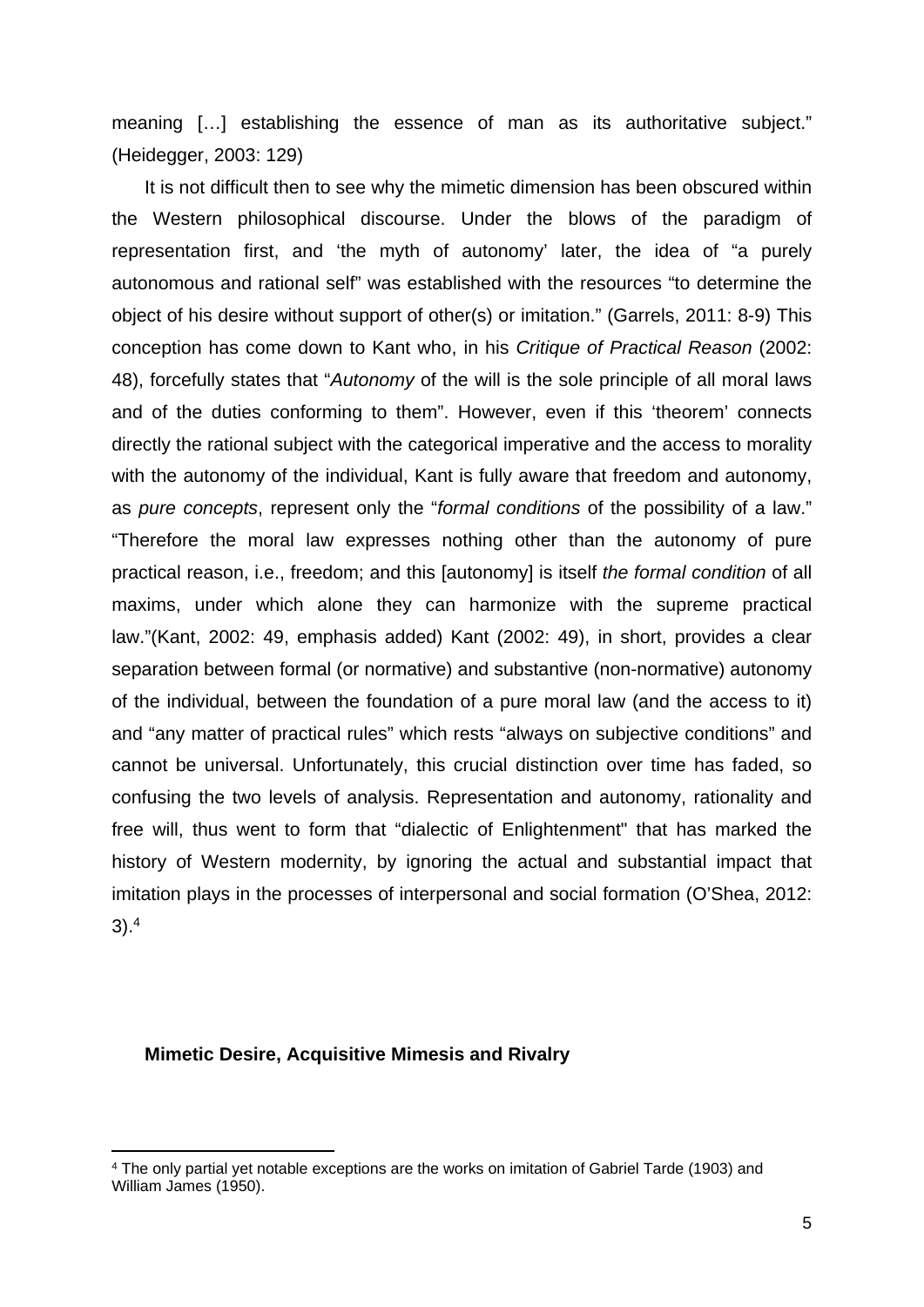meaning […] establishing the essence of man as its authoritative subject." (Heidegger, 2003: 129)

It is not difficult then to see why the mimetic dimension has been obscured within the Western philosophical discourse. Under the blows of the paradigm of representation first, and 'the myth of autonomy' later, the idea of "a purely autonomous and rational self" was established with the resources "to determine the object of his desire without support of other(s) or imitation." (Garrels, 2011: 8-9) This conception has come down to Kant who, in his *Critique of Practical Reason* (2002: 48), forcefully states that "*Autonomy* of the will is the sole principle of all moral laws and of the duties conforming to them". However, even if this 'theorem' connects directly the rational subject with the categorical imperative and the access to morality with the autonomy of the individual, Kant is fully aware that freedom and autonomy, as *pure concepts*, represent only the "*formal conditions* of the possibility of a law." "Therefore the moral law expresses nothing other than the autonomy of pure practical reason, i.e., freedom; and this [autonomy] is itself *the formal condition* of all maxims, under which alone they can harmonize with the supreme practical law."(Kant, 2002: 49, emphasis added) Kant (2002: 49), in short, provides a clear separation between formal (or normative) and substantive (non-normative) autonomy of the individual, between the foundation of a pure moral law (and the access to it) and "any matter of practical rules" which rests "always on subjective conditions" and cannot be universal. Unfortunately, this crucial distinction over time has faded, so confusing the two levels of analysis. Representation and autonomy, rationality and free will, thus went to form that "dialectic of Enlightenment" that has marked the history of Western modernity, by ignoring the actual and substantial impact that imitation plays in the processes of interpersonal and social formation (O'Shea, 2012: 3).[4]

## Mimetic Desire, Acquisitive Mimesis and Rivalry

[4] The only partial yet notable exceptions are the works on imitation of Gabriel Tarde (1903) and William James (1950).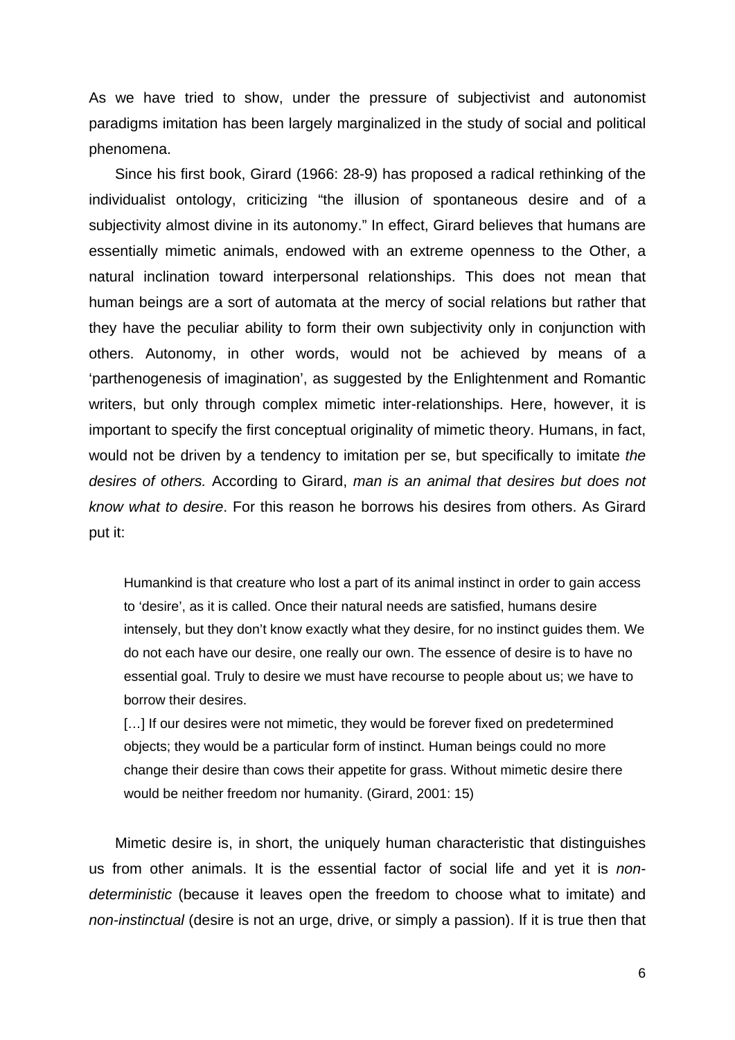As we have tried to show, under the pressure of subjectivist and autonomist paradigms imitation has been largely marginalized in the study of social and political phenomena.

Since his first book, Girard (1966: 28-9) has proposed a radical rethinking of the individualist ontology, criticizing "the illusion of spontaneous desire and of a subjectivity almost divine in its autonomy." In effect, Girard believes that humans are essentially mimetic animals, endowed with an extreme openness to the Other, a natural inclination toward interpersonal relationships. This does not mean that human beings are a sort of automata at the mercy of social relations but rather that they have the peculiar ability to form their own subjectivity only in conjunction with others. Autonomy, in other words, would not be achieved by means of a 'parthenogenesis of imagination', as suggested by the Enlightenment and Romantic writers, but only through complex mimetic inter-relationships. Here, however, it is important to specify the first conceptual originality of mimetic theory. Humans, in fact, would not be driven by a tendency to imitation per se, but specifically to imitate *the desires of others.* According to Girard, *man is an animal that desires but does not know what to desire*. For this reason he borrows his desires from others. As Girard put it:

> Humankind is that creature who lost a part of its animal instinct in order to gain access to 'desire', as it is called. Once their natural needs are satisfied, humans desire intensely, but they don't know exactly what they desire, for no instinct guides them. We do not each have our desire, one really our own. The essence of desire is to have no essential goal. Truly to desire we must have recourse to people about us; we have to borrow their desires.
>
> […] If our desires were not mimetic, they would be forever fixed on predetermined objects; they would be a particular form of instinct. Human beings could no more change their desire than cows their appetite for grass. Without mimetic desire there would be neither freedom nor humanity. (Girard, 2001: 15)

Mimetic desire is, in short, the uniquely human characteristic that distinguishes us from other animals. It is the essential factor of social life and yet it is *non-deterministic* (because it leaves open the freedom to choose what to imitate) and *non-instinctual* (desire is not an urge, drive, or simply a passion). If it is true then that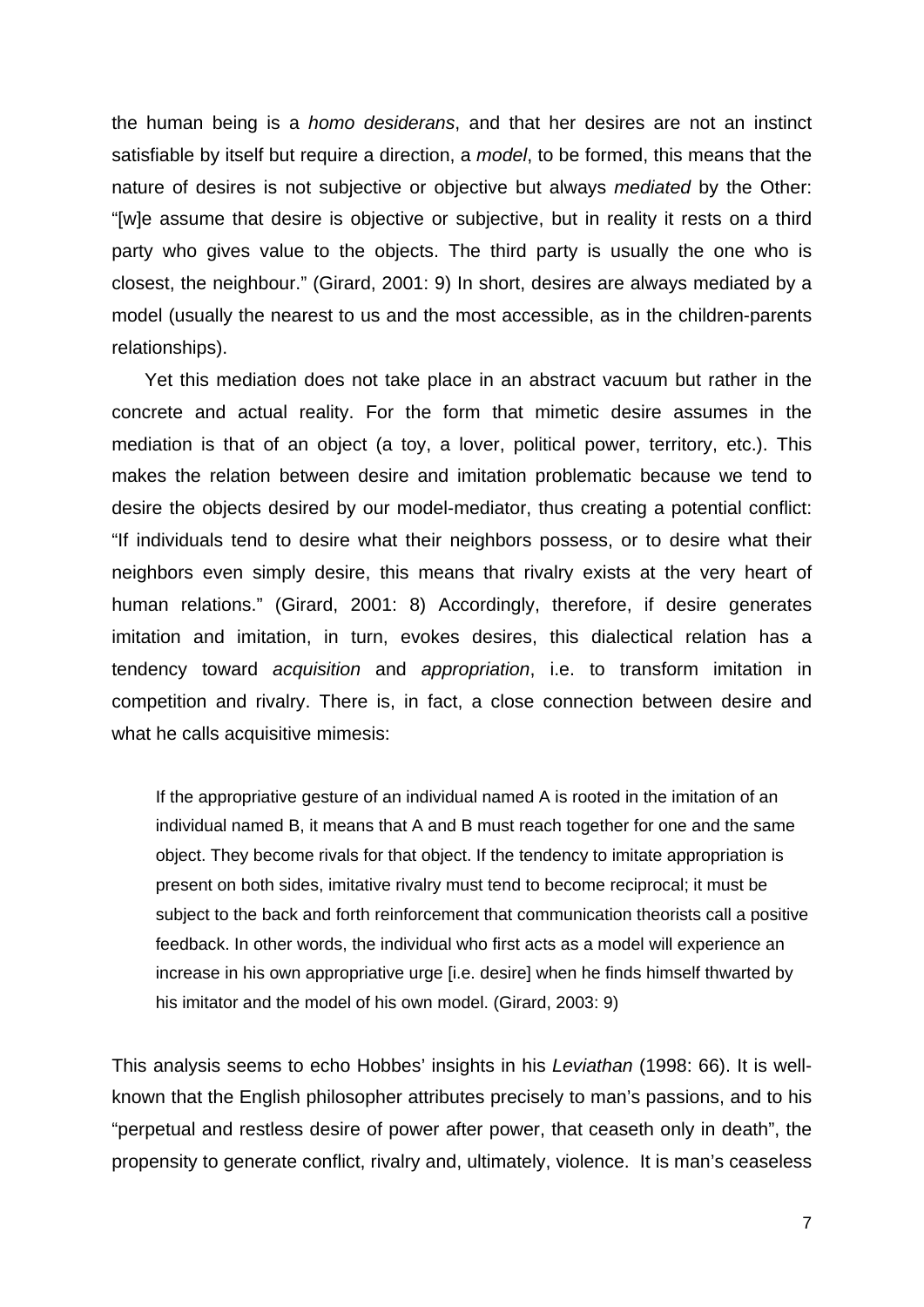the human being is a *homo desiderans*, and that her desires are not an instinct satisfiable by itself but require a direction, a *model*, to be formed, this means that the nature of desires is not subjective or objective but always *mediated* by the Other: "[w]e assume that desire is objective or subjective, but in reality it rests on a third party who gives value to the objects. The third party is usually the one who is closest, the neighbour." (Girard, 2001: 9) In short, desires are always mediated by a model (usually the nearest to us and the most accessible, as in the children-parents relationships).

Yet this mediation does not take place in an abstract vacuum but rather in the concrete and actual reality. For the form that mimetic desire assumes in the mediation is that of an object (a toy, a lover, political power, territory, etc.). This makes the relation between desire and imitation problematic because we tend to desire the objects desired by our model-mediator, thus creating a potential conflict: "If individuals tend to desire what their neighbors possess, or to desire what their neighbors even simply desire, this means that rivalry exists at the very heart of human relations." (Girard, 2001: 8) Accordingly, therefore, if desire generates imitation and imitation, in turn, evokes desires, this dialectical relation has a tendency toward *acquisition* and *appropriation*, i.e. to transform imitation in competition and rivalry. There is, in fact, a close connection between desire and what he calls acquisitive mimesis:

> If the appropriative gesture of an individual named A is rooted in the imitation of an individual named B, it means that A and B must reach together for one and the same object. They become rivals for that object. If the tendency to imitate appropriation is present on both sides, imitative rivalry must tend to become reciprocal; it must be subject to the back and forth reinforcement that communication theorists call a positive feedback. In other words, the individual who first acts as a model will experience an increase in his own appropriative urge [i.e. desire] when he finds himself thwarted by his imitator and the model of his own model. (Girard, 2003: 9)

This analysis seems to echo Hobbes' insights in his *Leviathan* (1998: 66). It is well-known that the English philosopher attributes precisely to man's passions, and to his "perpetual and restless desire of power after power, that ceaseth only in death", the propensity to generate conflict, rivalry and, ultimately, violence. It is man's ceaseless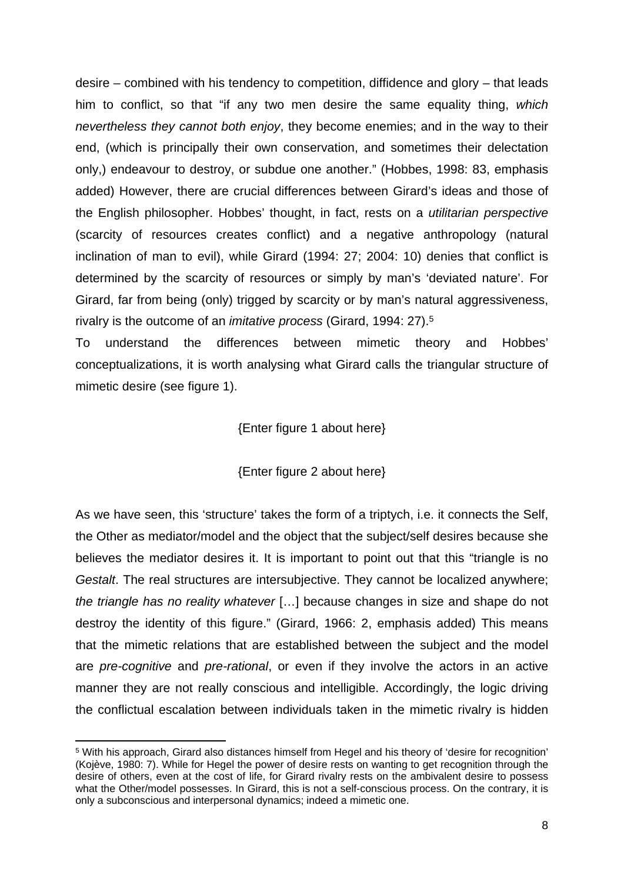desire – combined with his tendency to competition, diffidence and glory – that leads him to conflict, so that "if any two men desire the same equality thing, *which nevertheless they cannot both enjoy*, they become enemies; and in the way to their end, (which is principally their own conservation, and sometimes their delectation only,) endeavour to destroy, or subdue one another." (Hobbes, 1998: 83, emphasis added) However, there are crucial differences between Girard's ideas and those of the English philosopher. Hobbes' thought, in fact, rests on a *utilitarian perspective* (scarcity of resources creates conflict) and a negative anthropology (natural inclination of man to evil), while Girard (1994: 27; 2004: 10) denies that conflict is determined by the scarcity of resources or simply by man's 'deviated nature'. For Girard, far from being (only) trigged by scarcity or by man's natural aggressiveness, rivalry is the outcome of an *imitative process* (Girard, 1994: 27).[5]

To understand the differences between mimetic theory and Hobbes' conceptualizations, it is worth analysing what Girard calls the triangular structure of mimetic desire (see figure 1).

{Enter figure 1 about here}

{Enter figure 2 about here}

As we have seen, this 'structure' takes the form of a triptych, i.e. it connects the Self, the Other as mediator/model and the object that the subject/self desires because she believes the mediator desires it. It is important to point out that this "triangle is no *Gestalt*. The real structures are intersubjective. They cannot be localized anywhere; *the triangle has no reality whatever* […] because changes in size and shape do not destroy the identity of this figure." (Girard, 1966: 2, emphasis added) This means that the mimetic relations that are established between the subject and the model are *pre-cognitive* and *pre-rational*, or even if they involve the actors in an active manner they are not really conscious and intelligible. Accordingly, the logic driving the conflictual escalation between individuals taken in the mimetic rivalry is hidden

[5] With his approach, Girard also distances himself from Hegel and his theory of 'desire for recognition' (Kojève, 1980: 7). While for Hegel the power of desire rests on wanting to get recognition through the desire of others, even at the cost of life, for Girard rivalry rests on the ambivalent desire to possess what the Other/model possesses. In Girard, this is not a self-conscious process. On the contrary, it is only a subconscious and interpersonal dynamics; indeed a mimetic one.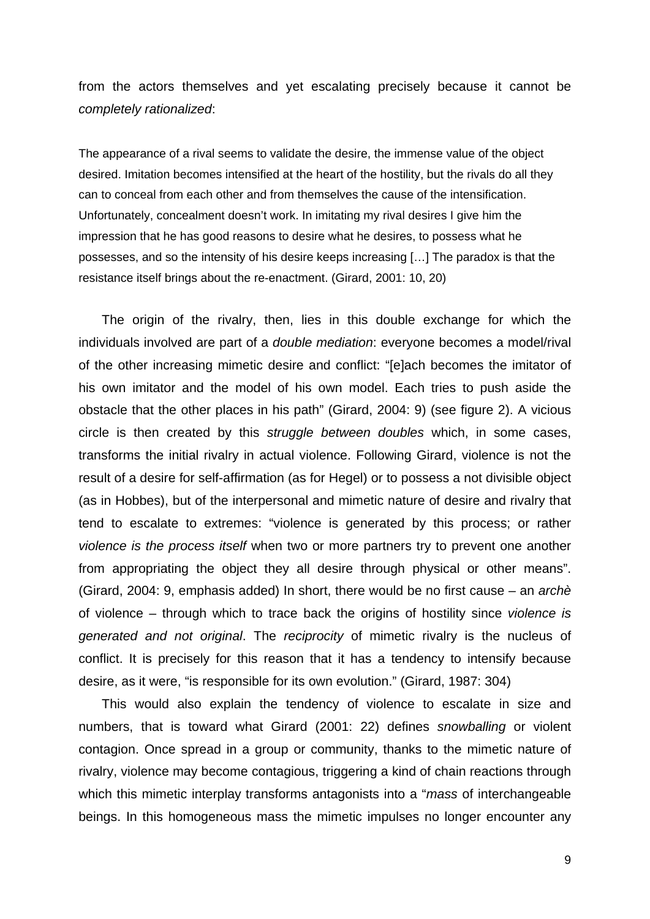from the actors themselves and yet escalating precisely because it cannot be *completely rationalized*:

> The appearance of a rival seems to validate the desire, the immense value of the object desired. Imitation becomes intensified at the heart of the hostility, but the rivals do all they can to conceal from each other and from themselves the cause of the intensification. Unfortunately, concealment doesn't work. In imitating my rival desires I give him the impression that he has good reasons to desire what he desires, to possess what he possesses, and so the intensity of his desire keeps increasing […] The paradox is that the resistance itself brings about the re-enactment. (Girard, 2001: 10, 20)

The origin of the rivalry, then, lies in this double exchange for which the individuals involved are part of a *double mediation*: everyone becomes a model/rival of the other increasing mimetic desire and conflict: "[e]ach becomes the imitator of his own imitator and the model of his own model. Each tries to push aside the obstacle that the other places in his path" (Girard, 2004: 9) (see figure 2). A vicious circle is then created by this *struggle between doubles* which, in some cases, transforms the initial rivalry in actual violence. Following Girard, violence is not the result of a desire for self-affirmation (as for Hegel) or to possess a not divisible object (as in Hobbes), but of the interpersonal and mimetic nature of desire and rivalry that tend to escalate to extremes: "violence is generated by this process; or rather *violence is the process itself* when two or more partners try to prevent one another from appropriating the object they all desire through physical or other means". (Girard, 2004: 9, emphasis added) In short, there would be no first cause – an *archè* of violence – through which to trace back the origins of hostility since *violence is generated and not original*. The *reciprocity* of mimetic rivalry is the nucleus of conflict. It is precisely for this reason that it has a tendency to intensify because desire, as it were, "is responsible for its own evolution." (Girard, 1987: 304)

This would also explain the tendency of violence to escalate in size and numbers, that is toward what Girard (2001: 22) defines *snowballing* or violent contagion. Once spread in a group or community, thanks to the mimetic nature of rivalry, violence may become contagious, triggering a kind of chain reactions through which this mimetic interplay transforms antagonists into a "*mass* of interchangeable beings. In this homogeneous mass the mimetic impulses no longer encounter any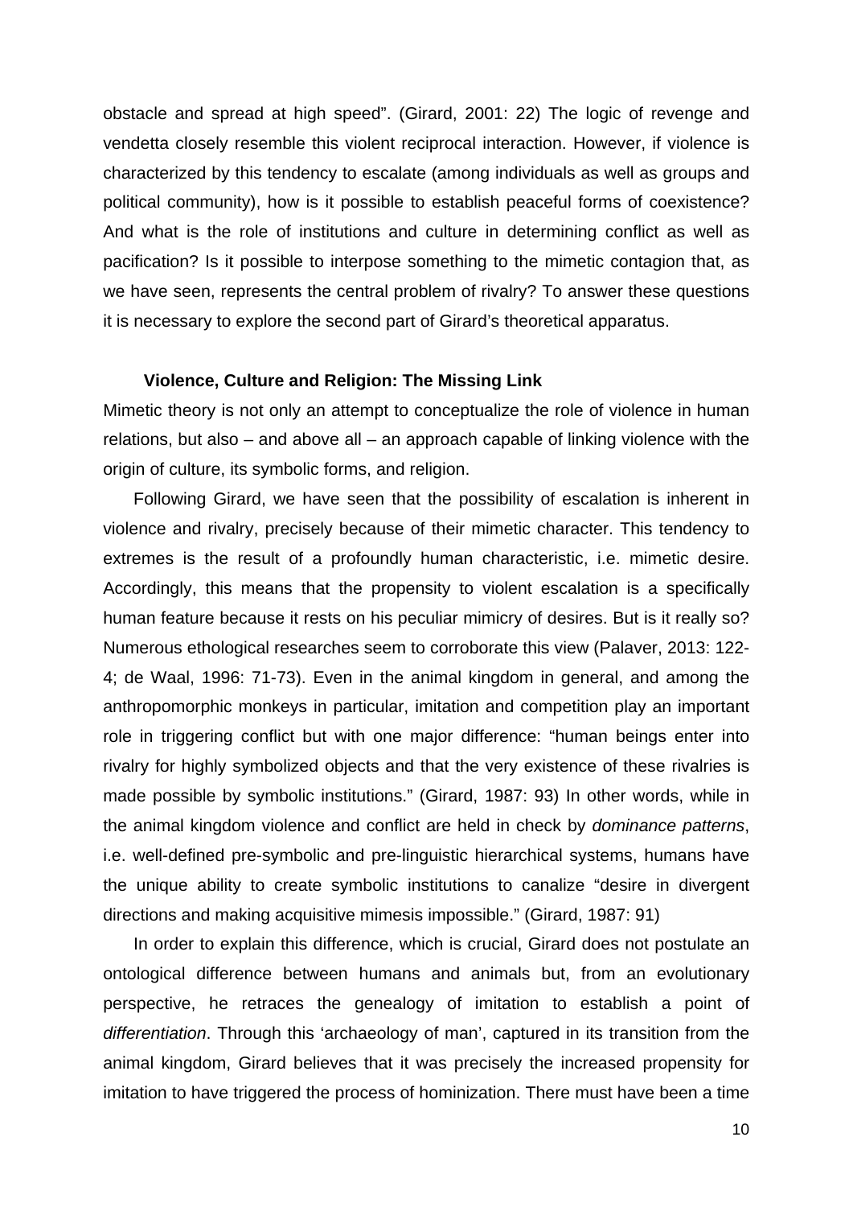obstacle and spread at high speed". (Girard, 2001: 22) The logic of revenge and vendetta closely resemble this violent reciprocal interaction. However, if violence is characterized by this tendency to escalate (among individuals as well as groups and political community), how is it possible to establish peaceful forms of coexistence? And what is the role of institutions and culture in determining conflict as well as pacification? Is it possible to interpose something to the mimetic contagion that, as we have seen, represents the central problem of rivalry? To answer these questions it is necessary to explore the second part of Girard's theoretical apparatus.

## Violence, Culture and Religion: The Missing Link

Mimetic theory is not only an attempt to conceptualize the role of violence in human relations, but also – and above all – an approach capable of linking violence with the origin of culture, its symbolic forms, and religion.

Following Girard, we have seen that the possibility of escalation is inherent in violence and rivalry, precisely because of their mimetic character. This tendency to extremes is the result of a profoundly human characteristic, i.e. mimetic desire. Accordingly, this means that the propensity to violent escalation is a specifically human feature because it rests on his peculiar mimicry of desires. But is it really so? Numerous ethological researches seem to corroborate this view (Palaver, 2013: 122-4; de Waal, 1996: 71-73). Even in the animal kingdom in general, and among the anthropomorphic monkeys in particular, imitation and competition play an important role in triggering conflict but with one major difference: "human beings enter into rivalry for highly symbolized objects and that the very existence of these rivalries is made possible by symbolic institutions." (Girard, 1987: 93) In other words, while in the animal kingdom violence and conflict are held in check by *dominance patterns*, i.e. well-defined pre-symbolic and pre-linguistic hierarchical systems, humans have the unique ability to create symbolic institutions to canalize "desire in divergent directions and making acquisitive mimesis impossible." (Girard, 1987: 91)

In order to explain this difference, which is crucial, Girard does not postulate an ontological difference between humans and animals but, from an evolutionary perspective, he retraces the genealogy of imitation to establish a point of *differentiation*. Through this 'archaeology of man', captured in its transition from the animal kingdom, Girard believes that it was precisely the increased propensity for imitation to have triggered the process of hominization. There must have been a time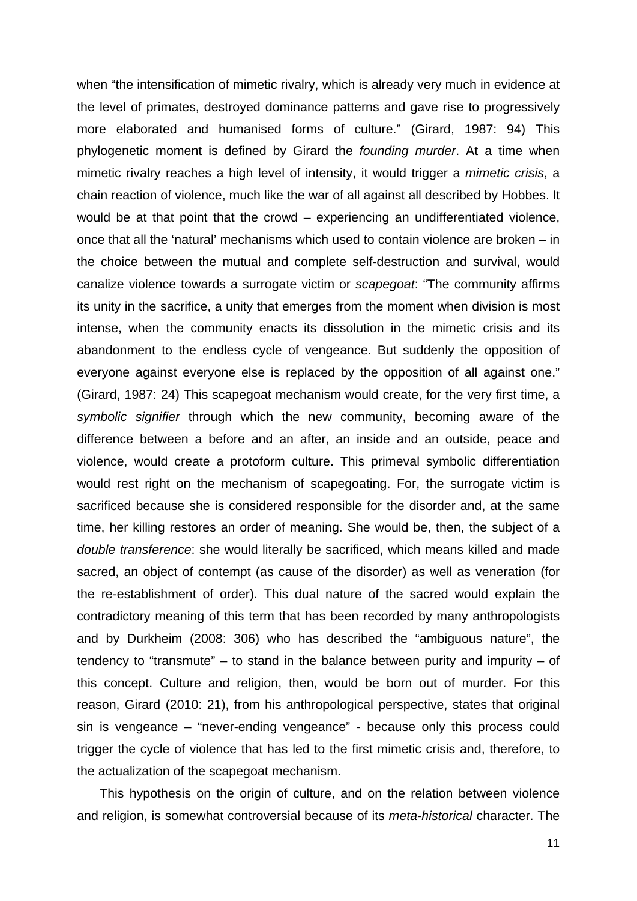when “the intensification of mimetic rivalry, which is already very much in evidence at the level of primates, destroyed dominance patterns and gave rise to progressively more elaborated and humanised forms of culture.” (Girard, 1987: 94) This phylogenetic moment is defined by Girard the *founding murder*. At a time when mimetic rivalry reaches a high level of intensity, it would trigger a *mimetic crisis*, a chain reaction of violence, much like the war of all against all described by Hobbes. It would be at that point that the crowd – experiencing an undifferentiated violence, once that all the ‘natural’ mechanisms which used to contain violence are broken – in the choice between the mutual and complete self-destruction and survival, would canalize violence towards a surrogate victim or *scapegoat*: “The community affirms its unity in the sacrifice, a unity that emerges from the moment when division is most intense, when the community enacts its dissolution in the mimetic crisis and its abandonment to the endless cycle of vengeance. But suddenly the opposition of everyone against everyone else is replaced by the opposition of all against one.” (Girard, 1987: 24) This scapegoat mechanism would create, for the very first time, a *symbolic signifier* through which the new community, becoming aware of the difference between a before and an after, an inside and an outside, peace and violence, would create a protoform culture. This primeval symbolic differentiation would rest right on the mechanism of scapegoating. For, the surrogate victim is sacrificed because she is considered responsible for the disorder and, at the same time, her killing restores an order of meaning. She would be, then, the subject of a *double transference*: she would literally be sacrificed, which means killed and made sacred, an object of contempt (as cause of the disorder) as well as veneration (for the re-establishment of order). This dual nature of the sacred would explain the contradictory meaning of this term that has been recorded by many anthropologists and by Durkheim (2008: 306) who has described the “ambiguous nature”, the tendency to “transmute” – to stand in the balance between purity and impurity – of this concept. Culture and religion, then, would be born out of murder. For this reason, Girard (2010: 21), from his anthropological perspective, states that original sin is vengeance – “never-ending vengeance” - because only this process could trigger the cycle of violence that has led to the first mimetic crisis and, therefore, to the actualization of the scapegoat mechanism.

This hypothesis on the origin of culture, and on the relation between violence and religion, is somewhat controversial because of its *meta-historical* character. The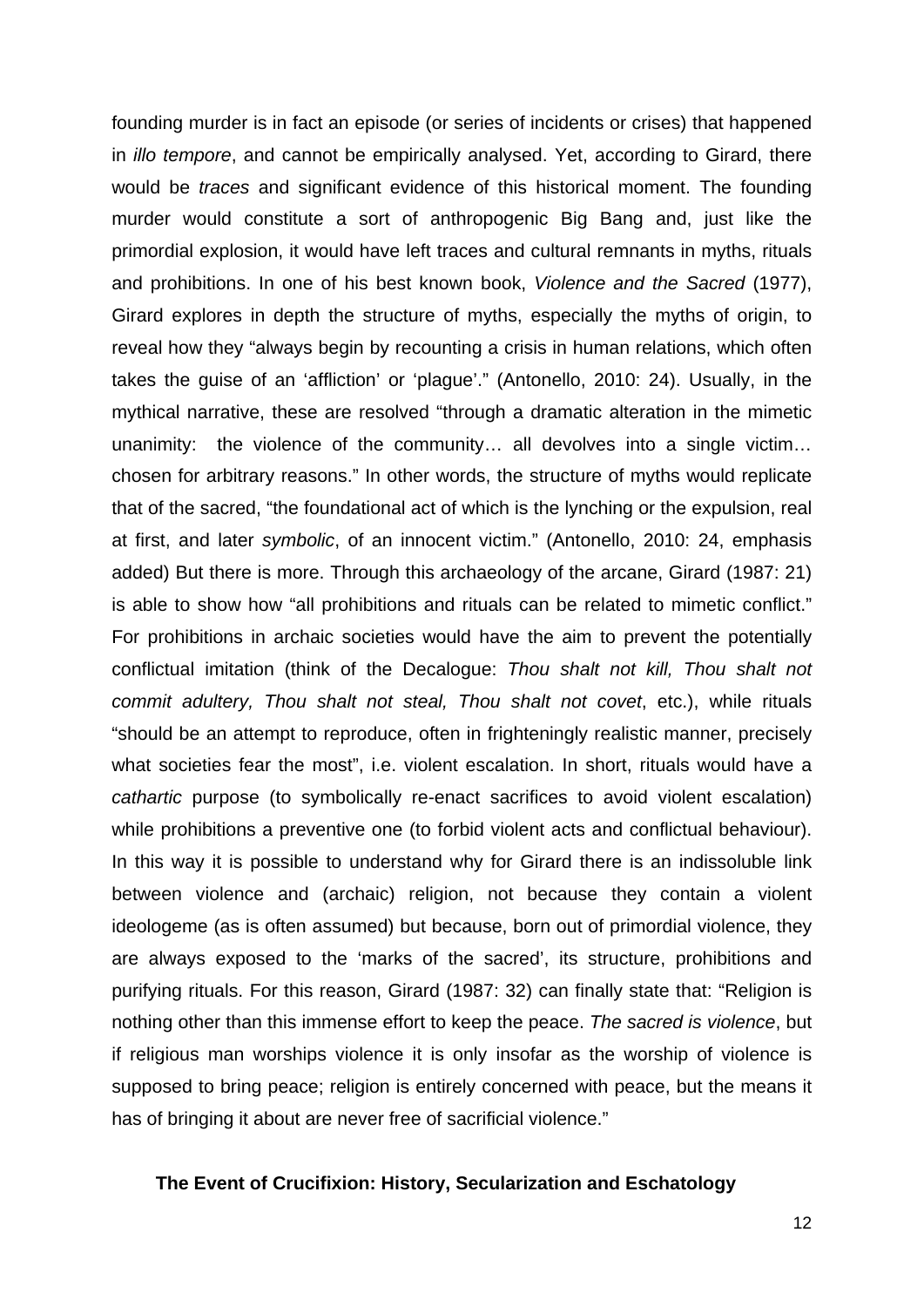founding murder is in fact an episode (or series of incidents or crises) that happened in *illo tempore*, and cannot be empirically analysed. Yet, according to Girard, there would be *traces* and significant evidence of this historical moment. The founding murder would constitute a sort of anthropogenic Big Bang and, just like the primordial explosion, it would have left traces and cultural remnants in myths, rituals and prohibitions. In one of his best known book, *Violence and the Sacred* (1977), Girard explores in depth the structure of myths, especially the myths of origin, to reveal how they "always begin by recounting a crisis in human relations, which often takes the guise of an 'affliction' or 'plague'." (Antonello, 2010: 24). Usually, in the mythical narrative, these are resolved "through a dramatic alteration in the mimetic unanimity: the violence of the community… all devolves into a single victim… chosen for arbitrary reasons." In other words, the structure of myths would replicate that of the sacred, "the foundational act of which is the lynching or the expulsion, real at first, and later *symbolic*, of an innocent victim." (Antonello, 2010: 24, emphasis added) But there is more. Through this archaeology of the arcane, Girard (1987: 21) is able to show how "all prohibitions and rituals can be related to mimetic conflict." For prohibitions in archaic societies would have the aim to prevent the potentially conflictual imitation (think of the Decalogue: *Thou shalt not kill, Thou shalt not commit adultery, Thou shalt not steal, Thou shalt not covet*, etc.), while rituals "should be an attempt to reproduce, often in frighteningly realistic manner, precisely what societies fear the most", i.e. violent escalation. In short, rituals would have a *cathartic* purpose (to symbolically re-enact sacrifices to avoid violent escalation) while prohibitions a preventive one (to forbid violent acts and conflictual behaviour). In this way it is possible to understand why for Girard there is an indissoluble link between violence and (archaic) religion, not because they contain a violent ideologeme (as is often assumed) but because, born out of primordial violence, they are always exposed to the 'marks of the sacred', its structure, prohibitions and purifying rituals. For this reason, Girard (1987: 32) can finally state that: "Religion is nothing other than this immense effort to keep the peace. *The sacred is violence*, but if religious man worships violence it is only insofar as the worship of violence is supposed to bring peace; religion is entirely concerned with peace, but the means it has of bringing it about are never free of sacrificial violence."

## The Event of Crucifixion: History, Secularization and Eschatology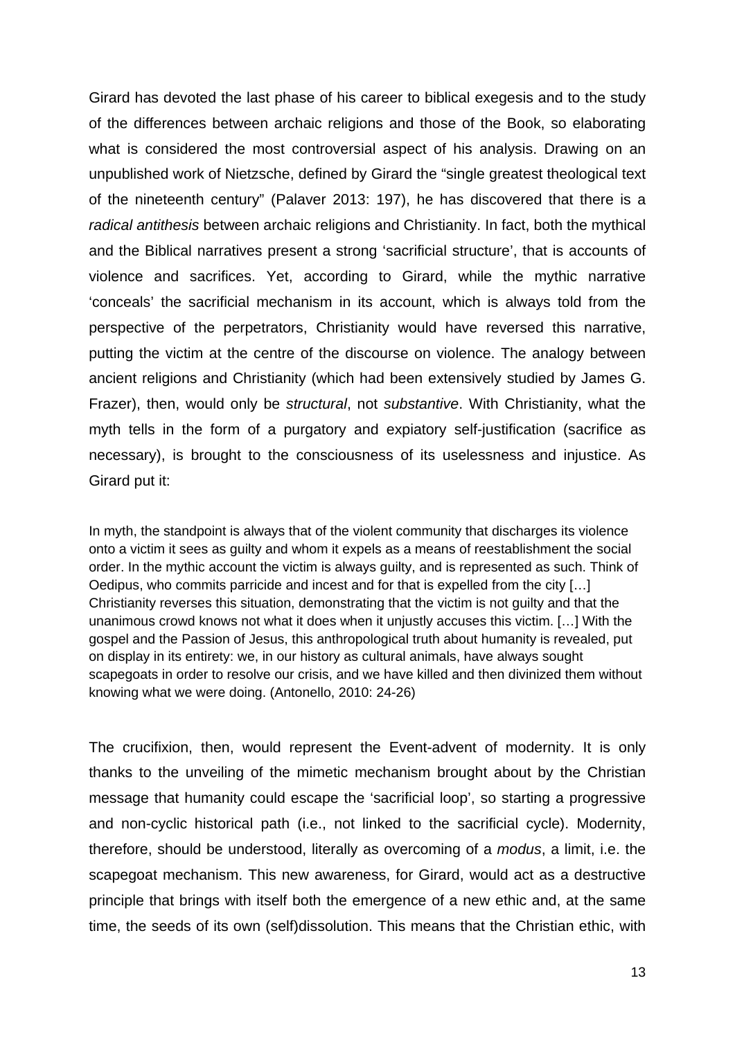Girard has devoted the last phase of his career to biblical exegesis and to the study of the differences between archaic religions and those of the Book, so elaborating what is considered the most controversial aspect of his analysis. Drawing on an unpublished work of Nietzsche, defined by Girard the "single greatest theological text of the nineteenth century" (Palaver 2013: 197), he has discovered that there is a *radical antithesis* between archaic religions and Christianity. In fact, both the mythical and the Biblical narratives present a strong 'sacrificial structure', that is accounts of violence and sacrifices. Yet, according to Girard, while the mythic narrative 'conceals' the sacrificial mechanism in its account, which is always told from the perspective of the perpetrators, Christianity would have reversed this narrative, putting the victim at the centre of the discourse on violence. The analogy between ancient religions and Christianity (which had been extensively studied by James G. Frazer), then, would only be *structural*, not *substantive*. With Christianity, what the myth tells in the form of a purgatory and expiatory self-justification (sacrifice as necessary), is brought to the consciousness of its uselessness and injustice. As Girard put it:

> In myth, the standpoint is always that of the violent community that discharges its violence onto a victim it sees as guilty and whom it expels as a means of reestablishment the social order. In the mythic account the victim is always guilty, and is represented as such. Think of Oedipus, who commits parricide and incest and for that is expelled from the city […] Christianity reverses this situation, demonstrating that the victim is not guilty and that the unanimous crowd knows not what it does when it unjustly accuses this victim. […] With the gospel and the Passion of Jesus, this anthropological truth about humanity is revealed, put on display in its entirety: we, in our history as cultural animals, have always sought scapegoats in order to resolve our crisis, and we have killed and then divinized them without knowing what we were doing. (Antonello, 2010: 24-26)

The crucifixion, then, would represent the Event-advent of modernity. It is only thanks to the unveiling of the mimetic mechanism brought about by the Christian message that humanity could escape the 'sacrificial loop', so starting a progressive and non-cyclic historical path (i.e., not linked to the sacrificial cycle). Modernity, therefore, should be understood, literally as overcoming of a *modus*, a limit, i.e. the scapegoat mechanism. This new awareness, for Girard, would act as a destructive principle that brings with itself both the emergence of a new ethic and, at the same time, the seeds of its own (self)dissolution. This means that the Christian ethic, with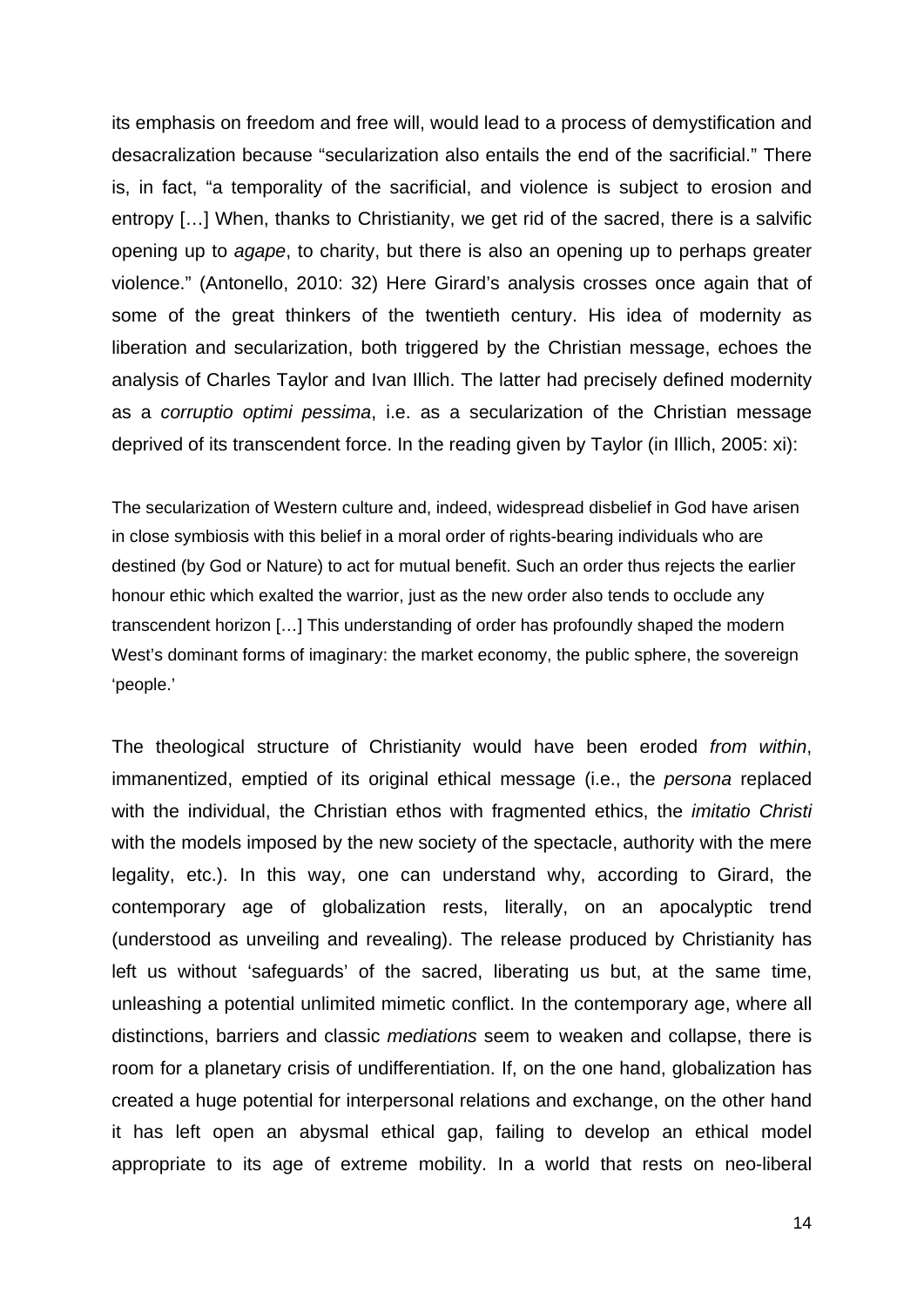its emphasis on freedom and free will, would lead to a process of demystification and desacralization because “secularization also entails the end of the sacrificial.” There is, in fact, “a temporality of the sacrificial, and violence is subject to erosion and entropy […] When, thanks to Christianity, we get rid of the sacred, there is a salvific opening up to *agape*, to charity, but there is also an opening up to perhaps greater violence.” (Antonello, 2010: 32) Here Girard’s analysis crosses once again that of some of the great thinkers of the twentieth century. His idea of modernity as liberation and secularization, both triggered by the Christian message, echoes the analysis of Charles Taylor and Ivan Illich. The latter had precisely defined modernity as a *corruptio optimi pessima*, i.e. as a secularization of the Christian message deprived of its transcendent force. In the reading given by Taylor (in Illich, 2005: xi):

> The secularization of Western culture and, indeed, widespread disbelief in God have arisen in close symbiosis with this belief in a moral order of rights-bearing individuals who are destined (by God or Nature) to act for mutual benefit. Such an order thus rejects the earlier honour ethic which exalted the warrior, just as the new order also tends to occlude any transcendent horizon […] This understanding of order has profoundly shaped the modern West’s dominant forms of imaginary: the market economy, the public sphere, the sovereign ‘people.’

The theological structure of Christianity would have been eroded *from within*, immanentized, emptied of its original ethical message (i.e., the *persona* replaced with the individual, the Christian ethos with fragmented ethics, the *imitatio Christi* with the models imposed by the new society of the spectacle, authority with the mere legality, etc.). In this way, one can understand why, according to Girard, the contemporary age of globalization rests, literally, on an apocalyptic trend (understood as unveiling and revealing). The release produced by Christianity has left us without ‘safeguards’ of the sacred, liberating us but, at the same time, unleashing a potential unlimited mimetic conflict. In the contemporary age, where all distinctions, barriers and classic *mediations* seem to weaken and collapse, there is room for a planetary crisis of undifferentiation. If, on the one hand, globalization has created a huge potential for interpersonal relations and exchange, on the other hand it has left open an abysmal ethical gap, failing to develop an ethical model appropriate to its age of extreme mobility. In a world that rests on neo-liberal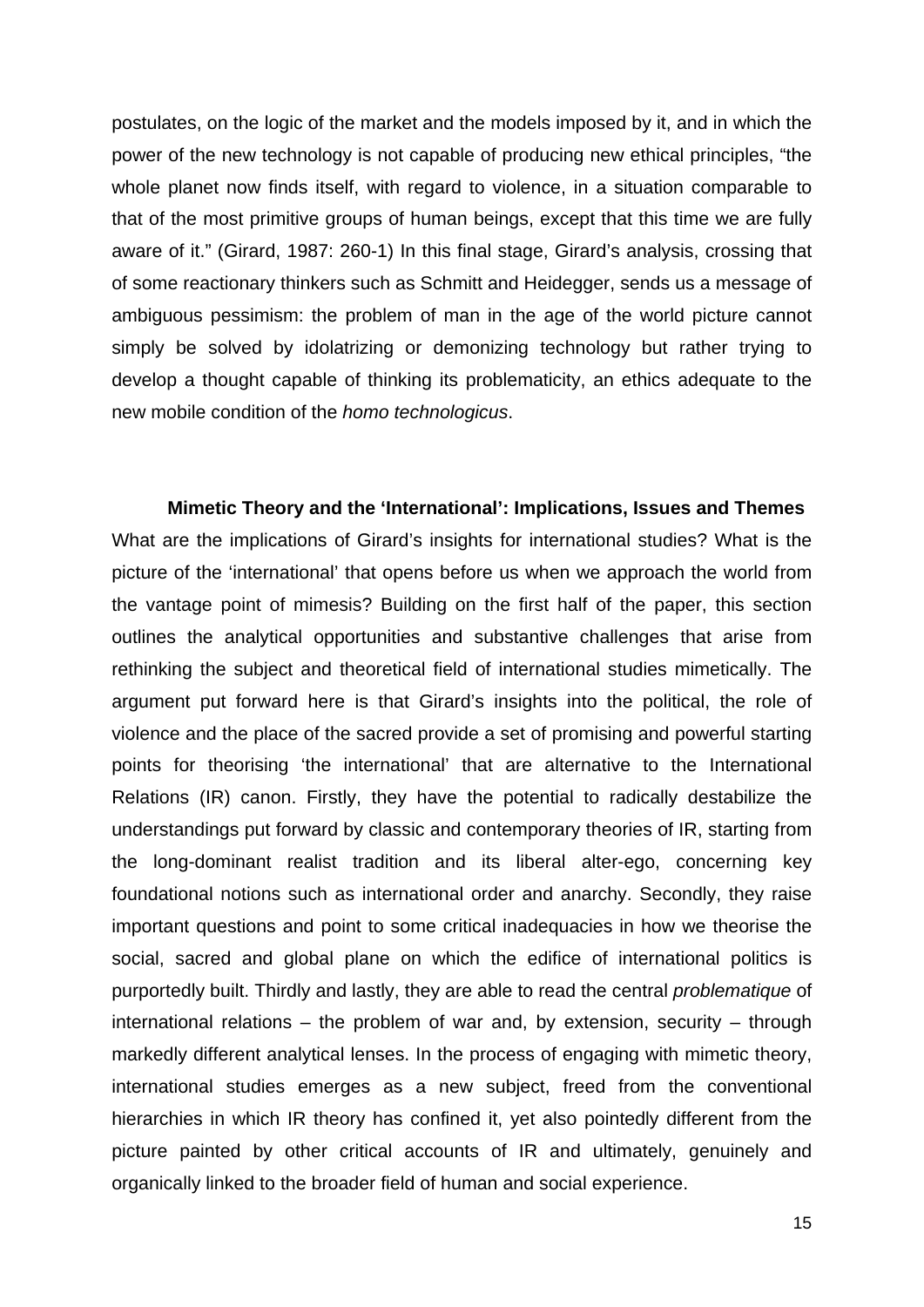postulates, on the logic of the market and the models imposed by it, and in which the power of the new technology is not capable of producing new ethical principles, "the whole planet now finds itself, with regard to violence, in a situation comparable to that of the most primitive groups of human beings, except that this time we are fully aware of it." (Girard, 1987: 260-1) In this final stage, Girard's analysis, crossing that of some reactionary thinkers such as Schmitt and Heidegger, sends us a message of ambiguous pessimism: the problem of man in the age of the world picture cannot simply be solved by idolatrizing or demonizing technology but rather trying to develop a thought capable of thinking its problematicity, an ethics adequate to the new mobile condition of the *homo technologicus*.

## Mimetic Theory and the 'International': Implications, Issues and Themes

What are the implications of Girard's insights for international studies? What is the picture of the 'international' that opens before us when we approach the world from the vantage point of mimesis? Building on the first half of the paper, this section outlines the analytical opportunities and substantive challenges that arise from rethinking the subject and theoretical field of international studies mimetically. The argument put forward here is that Girard's insights into the political, the role of violence and the place of the sacred provide a set of promising and powerful starting points for theorising 'the international' that are alternative to the International Relations (IR) canon. Firstly, they have the potential to radically destabilize the understandings put forward by classic and contemporary theories of IR, starting from the long-dominant realist tradition and its liberal alter-ego, concerning key foundational notions such as international order and anarchy. Secondly, they raise important questions and point to some critical inadequacies in how we theorise the social, sacred and global plane on which the edifice of international politics is purportedly built. Thirdly and lastly, they are able to read the central *problematique* of international relations – the problem of war and, by extension, security – through markedly different analytical lenses. In the process of engaging with mimetic theory, international studies emerges as a new subject, freed from the conventional hierarchies in which IR theory has confined it, yet also pointedly different from the picture painted by other critical accounts of IR and ultimately, genuinely and organically linked to the broader field of human and social experience.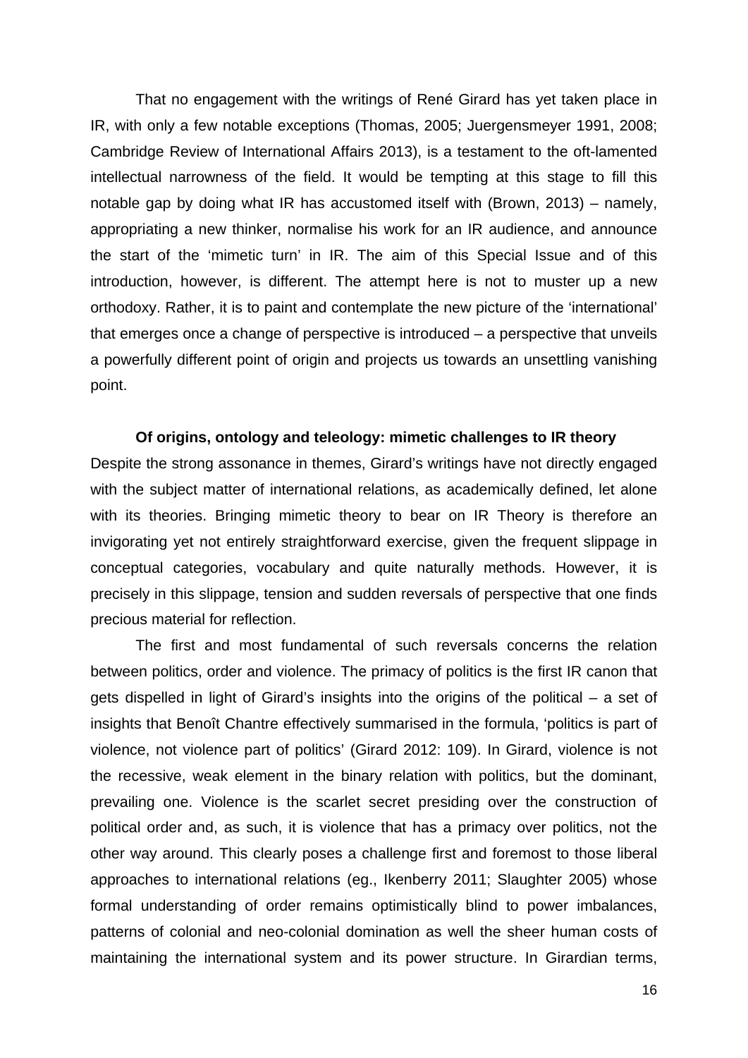That no engagement with the writings of René Girard has yet taken place in IR, with only a few notable exceptions (Thomas, 2005; Juergensmeyer 1991, 2008; Cambridge Review of International Affairs 2013), is a testament to the oft-lamented intellectual narrowness of the field. It would be tempting at this stage to fill this notable gap by doing what IR has accustomed itself with (Brown, 2013) – namely, appropriating a new thinker, normalise his work for an IR audience, and announce the start of the 'mimetic turn' in IR. The aim of this Special Issue and of this introduction, however, is different. The attempt here is not to muster up a new orthodoxy. Rather, it is to paint and contemplate the new picture of the 'international' that emerges once a change of perspective is introduced – a perspective that unveils a powerfully different point of origin and projects us towards an unsettling vanishing point.

### Of origins, ontology and teleology: mimetic challenges to IR theory

Despite the strong assonance in themes, Girard's writings have not directly engaged with the subject matter of international relations, as academically defined, let alone with its theories. Bringing mimetic theory to bear on IR Theory is therefore an invigorating yet not entirely straightforward exercise, given the frequent slippage in conceptual categories, vocabulary and quite naturally methods. However, it is precisely in this slippage, tension and sudden reversals of perspective that one finds precious material for reflection.

The first and most fundamental of such reversals concerns the relation between politics, order and violence. The primacy of politics is the first IR canon that gets dispelled in light of Girard's insights into the origins of the political – a set of insights that Benoît Chantre effectively summarised in the formula, 'politics is part of violence, not violence part of politics' (Girard 2012: 109). In Girard, violence is not the recessive, weak element in the binary relation with politics, but the dominant, prevailing one. Violence is the scarlet secret presiding over the construction of political order and, as such, it is violence that has a primacy over politics, not the other way around. This clearly poses a challenge first and foremost to those liberal approaches to international relations (eg., Ikenberry 2011; Slaughter 2005) whose formal understanding of order remains optimistically blind to power imbalances, patterns of colonial and neo-colonial domination as well the sheer human costs of maintaining the international system and its power structure. In Girardian terms,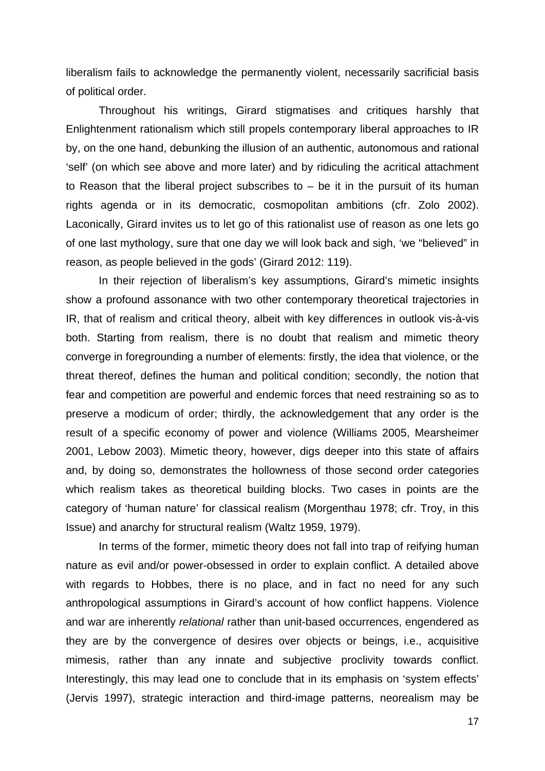liberalism fails to acknowledge the permanently violent, necessarily sacrificial basis of political order.

Throughout his writings, Girard stigmatises and critiques harshly that Enlightenment rationalism which still propels contemporary liberal approaches to IR by, on the one hand, debunking the illusion of an authentic, autonomous and rational 'self' (on which see above and more later) and by ridiculing the acritical attachment to Reason that the liberal project subscribes to – be it in the pursuit of its human rights agenda or in its democratic, cosmopolitan ambitions (cfr. Zolo 2002). Laconically, Girard invites us to let go of this rationalist use of reason as one lets go of one last mythology, sure that one day we will look back and sigh, 'we "believed" in reason, as people believed in the gods' (Girard 2012: 119).

In their rejection of liberalism's key assumptions, Girard's mimetic insights show a profound assonance with two other contemporary theoretical trajectories in IR, that of realism and critical theory, albeit with key differences in outlook vis-à-vis both. Starting from realism, there is no doubt that realism and mimetic theory converge in foregrounding a number of elements: firstly, the idea that violence, or the threat thereof, defines the human and political condition; secondly, the notion that fear and competition are powerful and endemic forces that need restraining so as to preserve a modicum of order; thirdly, the acknowledgement that any order is the result of a specific economy of power and violence (Williams 2005, Mearsheimer 2001, Lebow 2003). Mimetic theory, however, digs deeper into this state of affairs and, by doing so, demonstrates the hollowness of those second order categories which realism takes as theoretical building blocks. Two cases in points are the category of 'human nature' for classical realism (Morgenthau 1978; cfr. Troy, in this Issue) and anarchy for structural realism (Waltz 1959, 1979).

In terms of the former, mimetic theory does not fall into trap of reifying human nature as evil and/or power-obsessed in order to explain conflict. A detailed above with regards to Hobbes, there is no place, and in fact no need for any such anthropological assumptions in Girard's account of how conflict happens. Violence and war are inherently *relational* rather than unit-based occurrences, engendered as they are by the convergence of desires over objects or beings, i.e., acquisitive mimesis, rather than any innate and subjective proclivity towards conflict. Interestingly, this may lead one to conclude that in its emphasis on 'system effects' (Jervis 1997), strategic interaction and third-image patterns, neorealism may be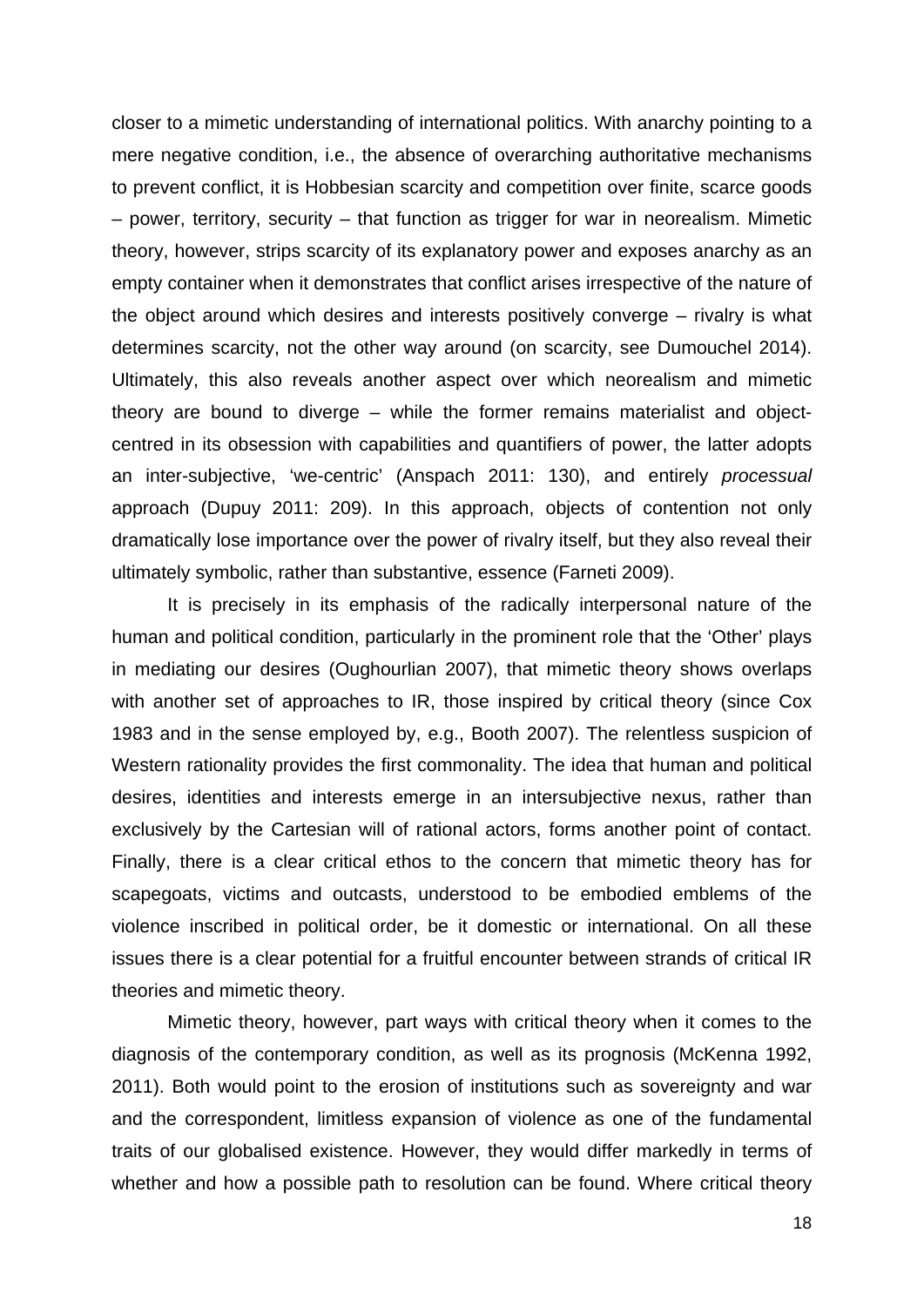closer to a mimetic understanding of international politics. With anarchy pointing to a mere negative condition, i.e., the absence of overarching authoritative mechanisms to prevent conflict, it is Hobbesian scarcity and competition over finite, scarce goods – power, territory, security – that function as trigger for war in neorealism. Mimetic theory, however, strips scarcity of its explanatory power and exposes anarchy as an empty container when it demonstrates that conflict arises irrespective of the nature of the object around which desires and interests positively converge – rivalry is what determines scarcity, not the other way around (on scarcity, see Dumouchel 2014). Ultimately, this also reveals another aspect over which neorealism and mimetic theory are bound to diverge – while the former remains materialist and object-centred in its obsession with capabilities and quantifiers of power, the latter adopts an inter-subjective, 'we-centric' (Anspach 2011: 130), and entirely *processual* approach (Dupuy 2011: 209). In this approach, objects of contention not only dramatically lose importance over the power of rivalry itself, but they also reveal their ultimately symbolic, rather than substantive, essence (Farneti 2009).

It is precisely in its emphasis of the radically interpersonal nature of the human and political condition, particularly in the prominent role that the 'Other' plays in mediating our desires (Oughourlian 2007), that mimetic theory shows overlaps with another set of approaches to IR, those inspired by critical theory (since Cox 1983 and in the sense employed by, e.g., Booth 2007). The relentless suspicion of Western rationality provides the first commonality. The idea that human and political desires, identities and interests emerge in an intersubjective nexus, rather than exclusively by the Cartesian will of rational actors, forms another point of contact. Finally, there is a clear critical ethos to the concern that mimetic theory has for scapegoats, victims and outcasts, understood to be embodied emblems of the violence inscribed in political order, be it domestic or international. On all these issues there is a clear potential for a fruitful encounter between strands of critical IR theories and mimetic theory.

Mimetic theory, however, part ways with critical theory when it comes to the diagnosis of the contemporary condition, as well as its prognosis (McKenna 1992, 2011). Both would point to the erosion of institutions such as sovereignty and war and the correspondent, limitless expansion of violence as one of the fundamental traits of our globalised existence. However, they would differ markedly in terms of whether and how a possible path to resolution can be found. Where critical theory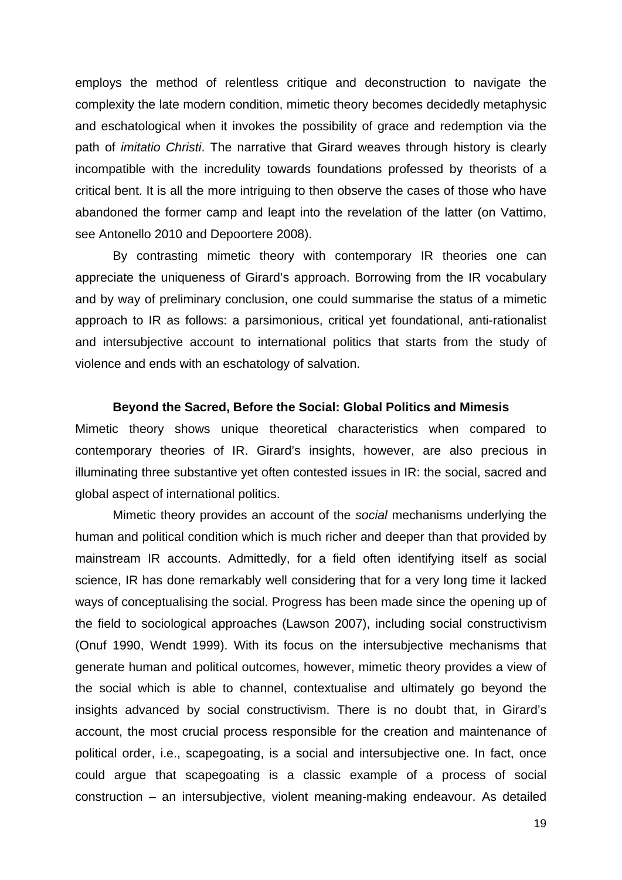employs the method of relentless critique and deconstruction to navigate the complexity the late modern condition, mimetic theory becomes decidedly metaphysic and eschatological when it invokes the possibility of grace and redemption via the path of *imitatio Christi*. The narrative that Girard weaves through history is clearly incompatible with the incredulity towards foundations professed by theorists of a critical bent. It is all the more intriguing to then observe the cases of those who have abandoned the former camp and leapt into the revelation of the latter (on Vattimo, see Antonello 2010 and Depoortere 2008).

By contrasting mimetic theory with contemporary IR theories one can appreciate the uniqueness of Girard's approach. Borrowing from the IR vocabulary and by way of preliminary conclusion, one could summarise the status of a mimetic approach to IR as follows: a parsimonious, critical yet foundational, anti-rationalist and intersubjective account to international politics that starts from the study of violence and ends with an eschatology of salvation.

## Beyond the Sacred, Before the Social: Global Politics and Mimesis

Mimetic theory shows unique theoretical characteristics when compared to contemporary theories of IR. Girard's insights, however, are also precious in illuminating three substantive yet often contested issues in IR: the social, sacred and global aspect of international politics.

Mimetic theory provides an account of the *social* mechanisms underlying the human and political condition which is much richer and deeper than that provided by mainstream IR accounts. Admittedly, for a field often identifying itself as social science, IR has done remarkably well considering that for a very long time it lacked ways of conceptualising the social. Progress has been made since the opening up of the field to sociological approaches (Lawson 2007), including social constructivism (Onuf 1990, Wendt 1999). With its focus on the intersubjective mechanisms that generate human and political outcomes, however, mimetic theory provides a view of the social which is able to channel, contextualise and ultimately go beyond the insights advanced by social constructivism. There is no doubt that, in Girard's account, the most crucial process responsible for the creation and maintenance of political order, i.e., scapegoating, is a social and intersubjective one. In fact, once could argue that scapegoating is a classic example of a process of social construction – an intersubjective, violent meaning-making endeavour. As detailed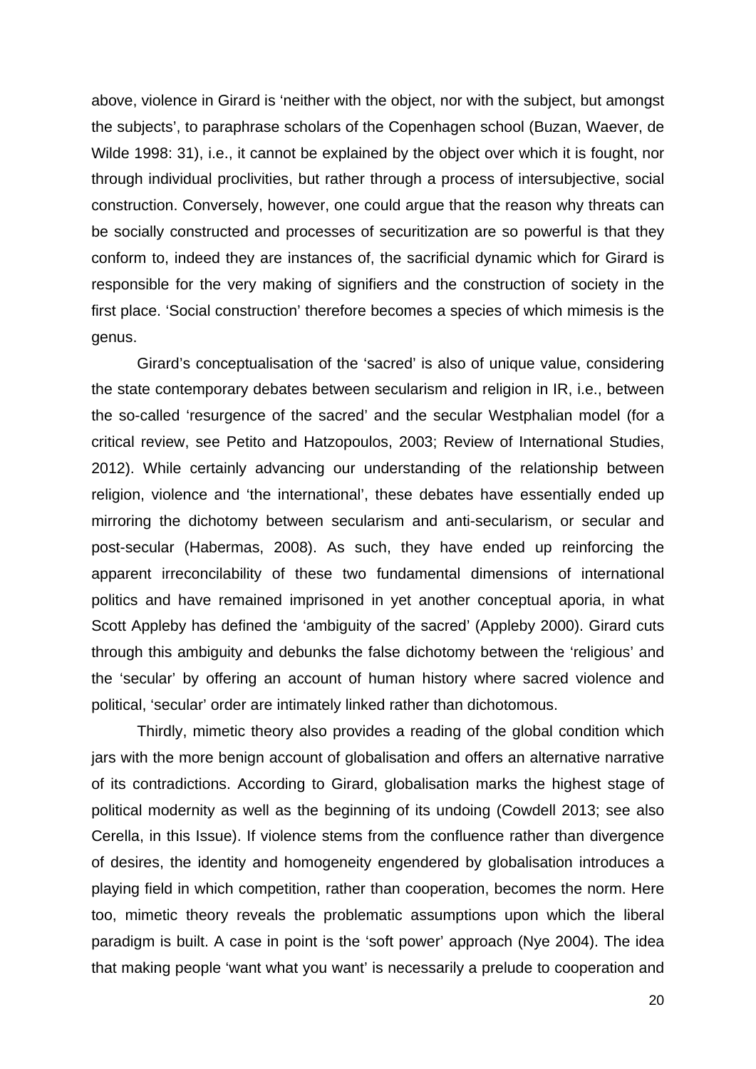above, violence in Girard is 'neither with the object, nor with the subject, but amongst the subjects', to paraphrase scholars of the Copenhagen school (Buzan, Waever, de Wilde 1998: 31), i.e., it cannot be explained by the object over which it is fought, nor through individual proclivities, but rather through a process of intersubjective, social construction. Conversely, however, one could argue that the reason why threats can be socially constructed and processes of securitization are so powerful is that they conform to, indeed they are instances of, the sacrificial dynamic which for Girard is responsible for the very making of signifiers and the construction of society in the first place. 'Social construction' therefore becomes a species of which mimesis is the genus.

Girard's conceptualisation of the 'sacred' is also of unique value, considering the state contemporary debates between secularism and religion in IR, i.e., between the so-called 'resurgence of the sacred' and the secular Westphalian model (for a critical review, see Petito and Hatzopoulos, 2003; Review of International Studies, 2012). While certainly advancing our understanding of the relationship between religion, violence and 'the international', these debates have essentially ended up mirroring the dichotomy between secularism and anti-secularism, or secular and post-secular (Habermas, 2008). As such, they have ended up reinforcing the apparent irreconcilability of these two fundamental dimensions of international politics and have remained imprisoned in yet another conceptual aporia, in what Scott Appleby has defined the 'ambiguity of the sacred' (Appleby 2000). Girard cuts through this ambiguity and debunks the false dichotomy between the 'religious' and the 'secular' by offering an account of human history where sacred violence and political, 'secular' order are intimately linked rather than dichotomous.

Thirdly, mimetic theory also provides a reading of the global condition which jars with the more benign account of globalisation and offers an alternative narrative of its contradictions. According to Girard, globalisation marks the highest stage of political modernity as well as the beginning of its undoing (Cowdell 2013; see also Cerella, in this Issue). If violence stems from the confluence rather than divergence of desires, the identity and homogeneity engendered by globalisation introduces a playing field in which competition, rather than cooperation, becomes the norm. Here too, mimetic theory reveals the problematic assumptions upon which the liberal paradigm is built. A case in point is the 'soft power' approach (Nye 2004). The idea that making people 'want what you want' is necessarily a prelude to cooperation and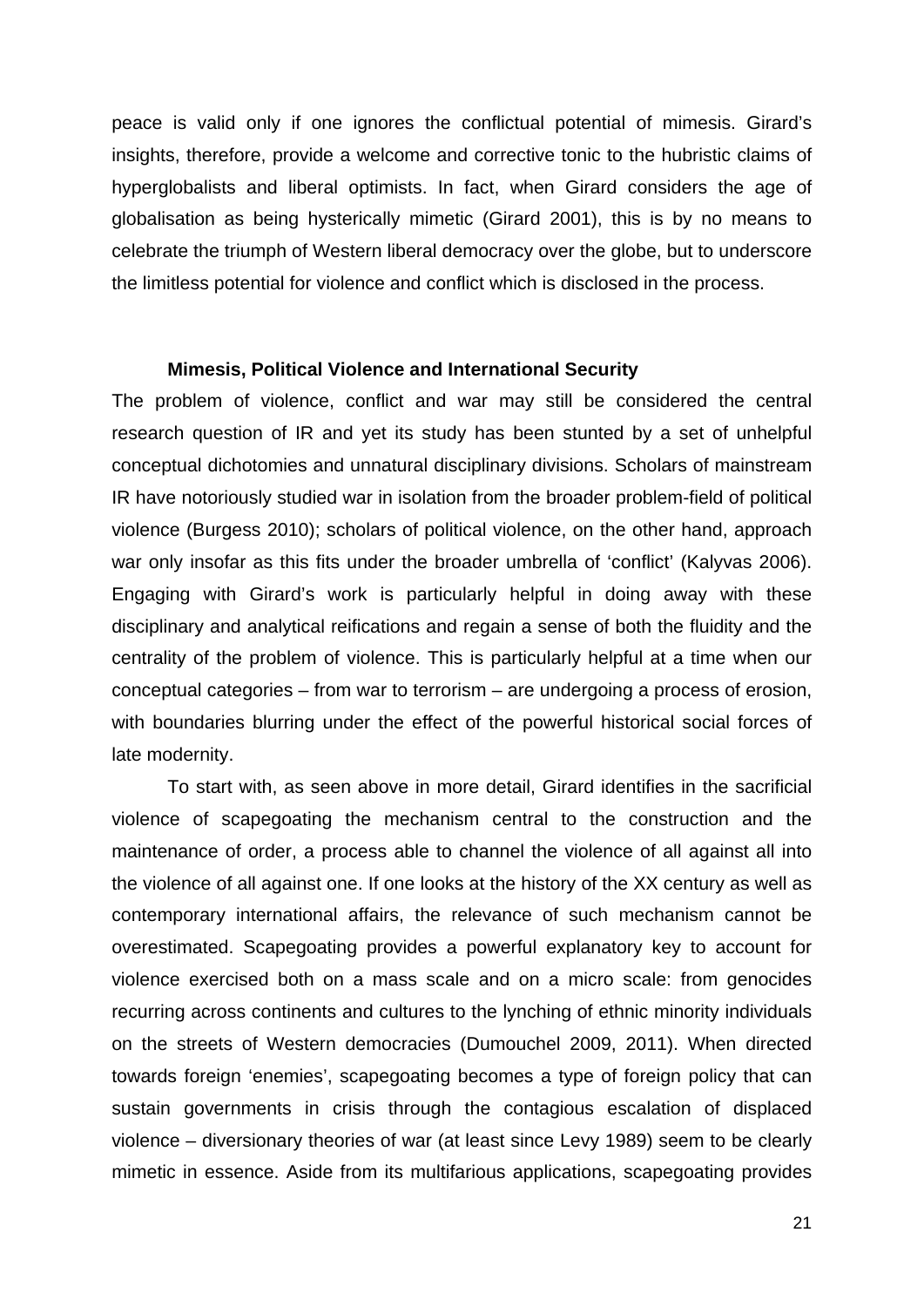peace is valid only if one ignores the conflictual potential of mimesis. Girard's insights, therefore, provide a welcome and corrective tonic to the hubristic claims of hyperglobalists and liberal optimists. In fact, when Girard considers the age of globalisation as being hysterically mimetic (Girard 2001), this is by no means to celebrate the triumph of Western liberal democracy over the globe, but to underscore the limitless potential for violence and conflict which is disclosed in the process.

## Mimesis, Political Violence and International Security

The problem of violence, conflict and war may still be considered the central research question of IR and yet its study has been stunted by a set of unhelpful conceptual dichotomies and unnatural disciplinary divisions. Scholars of mainstream IR have notoriously studied war in isolation from the broader problem-field of political violence (Burgess 2010); scholars of political violence, on the other hand, approach war only insofar as this fits under the broader umbrella of 'conflict' (Kalyvas 2006). Engaging with Girard's work is particularly helpful in doing away with these disciplinary and analytical reifications and regain a sense of both the fluidity and the centrality of the problem of violence. This is particularly helpful at a time when our conceptual categories – from war to terrorism – are undergoing a process of erosion, with boundaries blurring under the effect of the powerful historical social forces of late modernity.

To start with, as seen above in more detail, Girard identifies in the sacrificial violence of scapegoating the mechanism central to the construction and the maintenance of order, a process able to channel the violence of all against all into the violence of all against one. If one looks at the history of the XX century as well as contemporary international affairs, the relevance of such mechanism cannot be overestimated. Scapegoating provides a powerful explanatory key to account for violence exercised both on a mass scale and on a micro scale: from genocides recurring across continents and cultures to the lynching of ethnic minority individuals on the streets of Western democracies (Dumouchel 2009, 2011). When directed towards foreign 'enemies', scapegoating becomes a type of foreign policy that can sustain governments in crisis through the contagious escalation of displaced violence – diversionary theories of war (at least since Levy 1989) seem to be clearly mimetic in essence. Aside from its multifarious applications, scapegoating provides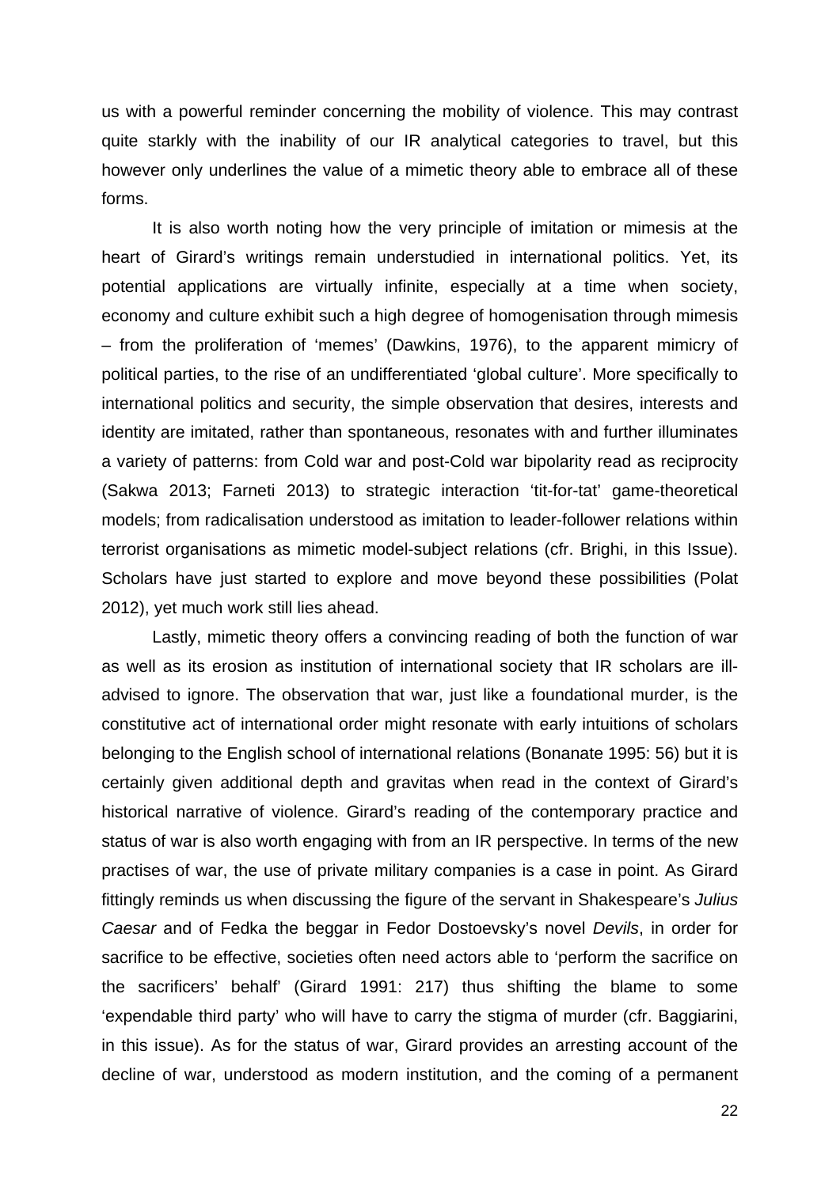us with a powerful reminder concerning the mobility of violence. This may contrast quite starkly with the inability of our IR analytical categories to travel, but this however only underlines the value of a mimetic theory able to embrace all of these forms.

It is also worth noting how the very principle of imitation or mimesis at the heart of Girard's writings remain understudied in international politics. Yet, its potential applications are virtually infinite, especially at a time when society, economy and culture exhibit such a high degree of homogenisation through mimesis – from the proliferation of 'memes' (Dawkins, 1976), to the apparent mimicry of political parties, to the rise of an undifferentiated 'global culture'. More specifically to international politics and security, the simple observation that desires, interests and identity are imitated, rather than spontaneous, resonates with and further illuminates a variety of patterns: from Cold war and post-Cold war bipolarity read as reciprocity (Sakwa 2013; Farneti 2013) to strategic interaction 'tit-for-tat' game-theoretical models; from radicalisation understood as imitation to leader-follower relations within terrorist organisations as mimetic model-subject relations (cfr. Brighi, in this Issue). Scholars have just started to explore and move beyond these possibilities (Polat 2012), yet much work still lies ahead.

Lastly, mimetic theory offers a convincing reading of both the function of war as well as its erosion as institution of international society that IR scholars are ill-advised to ignore. The observation that war, just like a foundational murder, is the constitutive act of international order might resonate with early intuitions of scholars belonging to the English school of international relations (Bonanate 1995: 56) but it is certainly given additional depth and gravitas when read in the context of Girard's historical narrative of violence. Girard's reading of the contemporary practice and status of war is also worth engaging with from an IR perspective. In terms of the new practises of war, the use of private military companies is a case in point. As Girard fittingly reminds us when discussing the figure of the servant in Shakespeare's *Julius Caesar* and of Fedka the beggar in Fedor Dostoevsky's novel *Devils*, in order for sacrifice to be effective, societies often need actors able to 'perform the sacrifice on the sacrificers' behalf' (Girard 1991: 217) thus shifting the blame to some 'expendable third party' who will have to carry the stigma of murder (cfr. Baggiarini, in this issue). As for the status of war, Girard provides an arresting account of the decline of war, understood as modern institution, and the coming of a permanent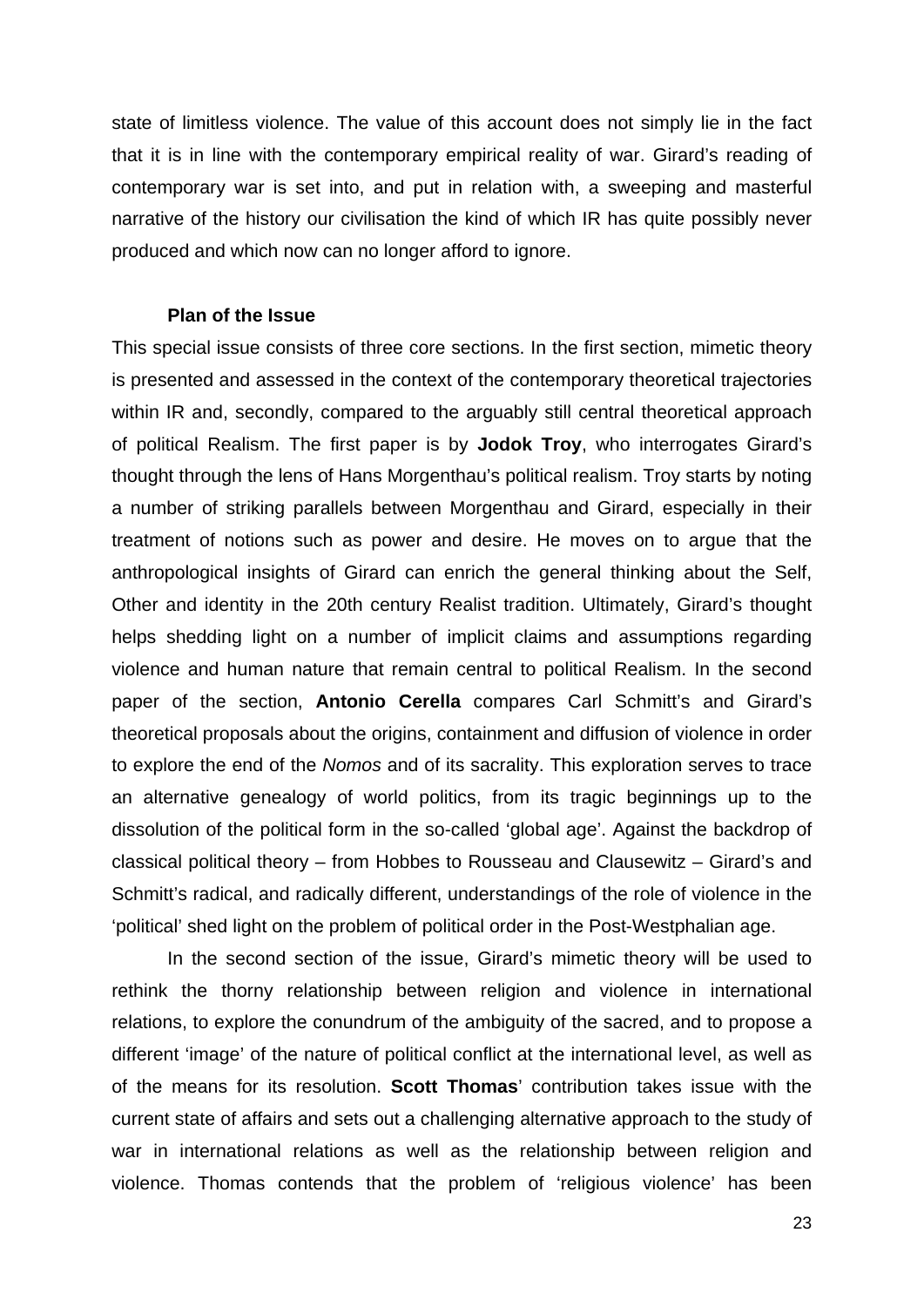state of limitless violence. The value of this account does not simply lie in the fact that it is in line with the contemporary empirical reality of war. Girard's reading of contemporary war is set into, and put in relation with, a sweeping and masterful narrative of the history our civilisation the kind of which IR has quite possibly never produced and which now can no longer afford to ignore.

### Plan of the Issue

This special issue consists of three core sections. In the first section, mimetic theory is presented and assessed in the context of the contemporary theoretical trajectories within IR and, secondly, compared to the arguably still central theoretical approach of political Realism. The first paper is by **Jodok Troy**, who interrogates Girard's thought through the lens of Hans Morgenthau's political realism. Troy starts by noting a number of striking parallels between Morgenthau and Girard, especially in their treatment of notions such as power and desire. He moves on to argue that the anthropological insights of Girard can enrich the general thinking about the Self, Other and identity in the 20th century Realist tradition. Ultimately, Girard's thought helps shedding light on a number of implicit claims and assumptions regarding violence and human nature that remain central to political Realism. In the second paper of the section, **Antonio Cerella** compares Carl Schmitt's and Girard's theoretical proposals about the origins, containment and diffusion of violence in order to explore the end of the *Nomos* and of its sacrality. This exploration serves to trace an alternative genealogy of world politics, from its tragic beginnings up to the dissolution of the political form in the so-called 'global age'. Against the backdrop of classical political theory – from Hobbes to Rousseau and Clausewitz – Girard's and Schmitt's radical, and radically different, understandings of the role of violence in the 'political' shed light on the problem of political order in the Post-Westphalian age.

In the second section of the issue, Girard's mimetic theory will be used to rethink the thorny relationship between religion and violence in international relations, to explore the conundrum of the ambiguity of the sacred, and to propose a different 'image' of the nature of political conflict at the international level, as well as of the means for its resolution. **Scott Thomas**' contribution takes issue with the current state of affairs and sets out a challenging alternative approach to the study of war in international relations as well as the relationship between religion and violence. Thomas contends that the problem of 'religious violence' has been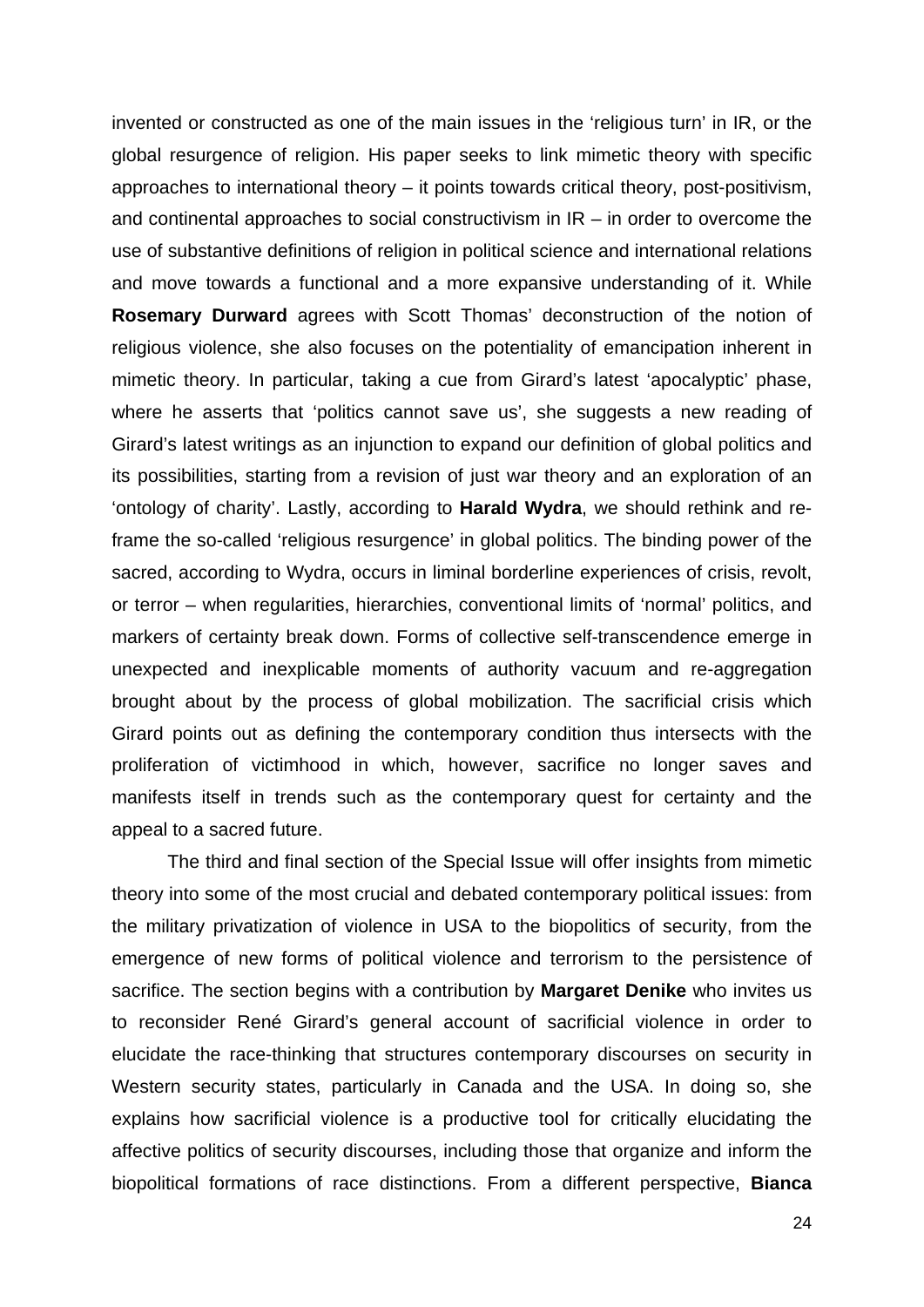invented or constructed as one of the main issues in the 'religious turn' in IR, or the global resurgence of religion. His paper seeks to link mimetic theory with specific approaches to international theory – it points towards critical theory, post-positivism, and continental approaches to social constructivism in IR – in order to overcome the use of substantive definitions of religion in political science and international relations and move towards a functional and a more expansive understanding of it. While **Rosemary Durward** agrees with Scott Thomas' deconstruction of the notion of religious violence, she also focuses on the potentiality of emancipation inherent in mimetic theory. In particular, taking a cue from Girard's latest 'apocalyptic' phase, where he asserts that 'politics cannot save us', she suggests a new reading of Girard's latest writings as an injunction to expand our definition of global politics and its possibilities, starting from a revision of just war theory and an exploration of an 'ontology of charity'. Lastly, according to **Harald Wydra**, we should rethink and re-frame the so-called 'religious resurgence' in global politics. The binding power of the sacred, according to Wydra, occurs in liminal borderline experiences of crisis, revolt, or terror – when regularities, hierarchies, conventional limits of 'normal' politics, and markers of certainty break down. Forms of collective self-transcendence emerge in unexpected and inexplicable moments of authority vacuum and re-aggregation brought about by the process of global mobilization. The sacrificial crisis which Girard points out as defining the contemporary condition thus intersects with the proliferation of victimhood in which, however, sacrifice no longer saves and manifests itself in trends such as the contemporary quest for certainty and the appeal to a sacred future.

The third and final section of the Special Issue will offer insights from mimetic theory into some of the most crucial and debated contemporary political issues: from the military privatization of violence in USA to the biopolitics of security, from the emergence of new forms of political violence and terrorism to the persistence of sacrifice. The section begins with a contribution by **Margaret Denike** who invites us to reconsider René Girard's general account of sacrificial violence in order to elucidate the race-thinking that structures contemporary discourses on security in Western security states, particularly in Canada and the USA. In doing so, she explains how sacrificial violence is a productive tool for critically elucidating the affective politics of security discourses, including those that organize and inform the biopolitical formations of race distinctions. From a different perspective, **Bianca**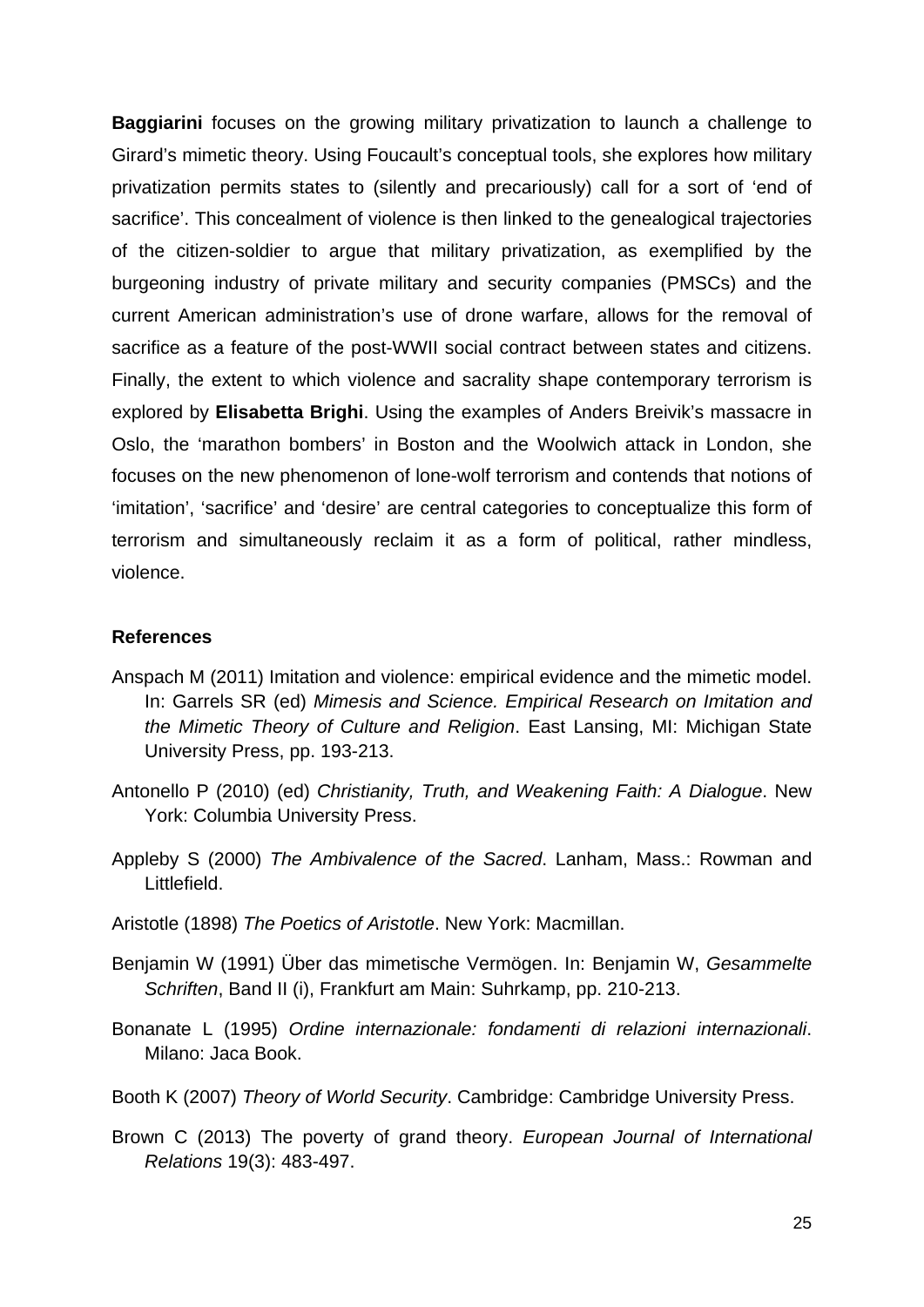**Baggiarini** focuses on the growing military privatization to launch a challenge to Girard's mimetic theory. Using Foucault's conceptual tools, she explores how military privatization permits states to (silently and precariously) call for a sort of 'end of sacrifice'. This concealment of violence is then linked to the genealogical trajectories of the citizen-soldier to argue that military privatization, as exemplified by the burgeoning industry of private military and security companies (PMSCs) and the current American administration's use of drone warfare, allows for the removal of sacrifice as a feature of the post-WWII social contract between states and citizens. Finally, the extent to which violence and sacrality shape contemporary terrorism is explored by **Elisabetta Brighi**. Using the examples of Anders Breivik's massacre in Oslo, the 'marathon bombers' in Boston and the Woolwich attack in London, she focuses on the new phenomenon of lone-wolf terrorism and contends that notions of 'imitation', 'sacrifice' and 'desire' are central categories to conceptualize this form of terrorism and simultaneously reclaim it as a form of political, rather mindless, violence.

### References

Anspach M (2011) Imitation and violence: empirical evidence and the mimetic model. In: Garrels SR (ed) *Mimesis and Science. Empirical Research on Imitation and the Mimetic Theory of Culture and Religion*. East Lansing, MI: Michigan State University Press, pp. 193-213.

Antonello P (2010) (ed) *Christianity, Truth, and Weakening Faith: A Dialogue*. New York: Columbia University Press.

Appleby S (2000) *The Ambivalence of the Sacred*. Lanham, Mass.: Rowman and Littlefield.

Aristotle (1898) *The Poetics of Aristotle*. New York: Macmillan.

Benjamin W (1991) Über das mimetische Vermögen. In: Benjamin W, *Gesammelte Schriften*, Band II (i), Frankfurt am Main: Suhrkamp, pp. 210-213.

Bonanate L (1995) *Ordine internazionale: fondamenti di relazioni internazionali*. Milano: Jaca Book.

Booth K (2007) *Theory of World Security*. Cambridge: Cambridge University Press.

Brown C (2013) The poverty of grand theory. *European Journal of International Relations* 19(3): 483-497.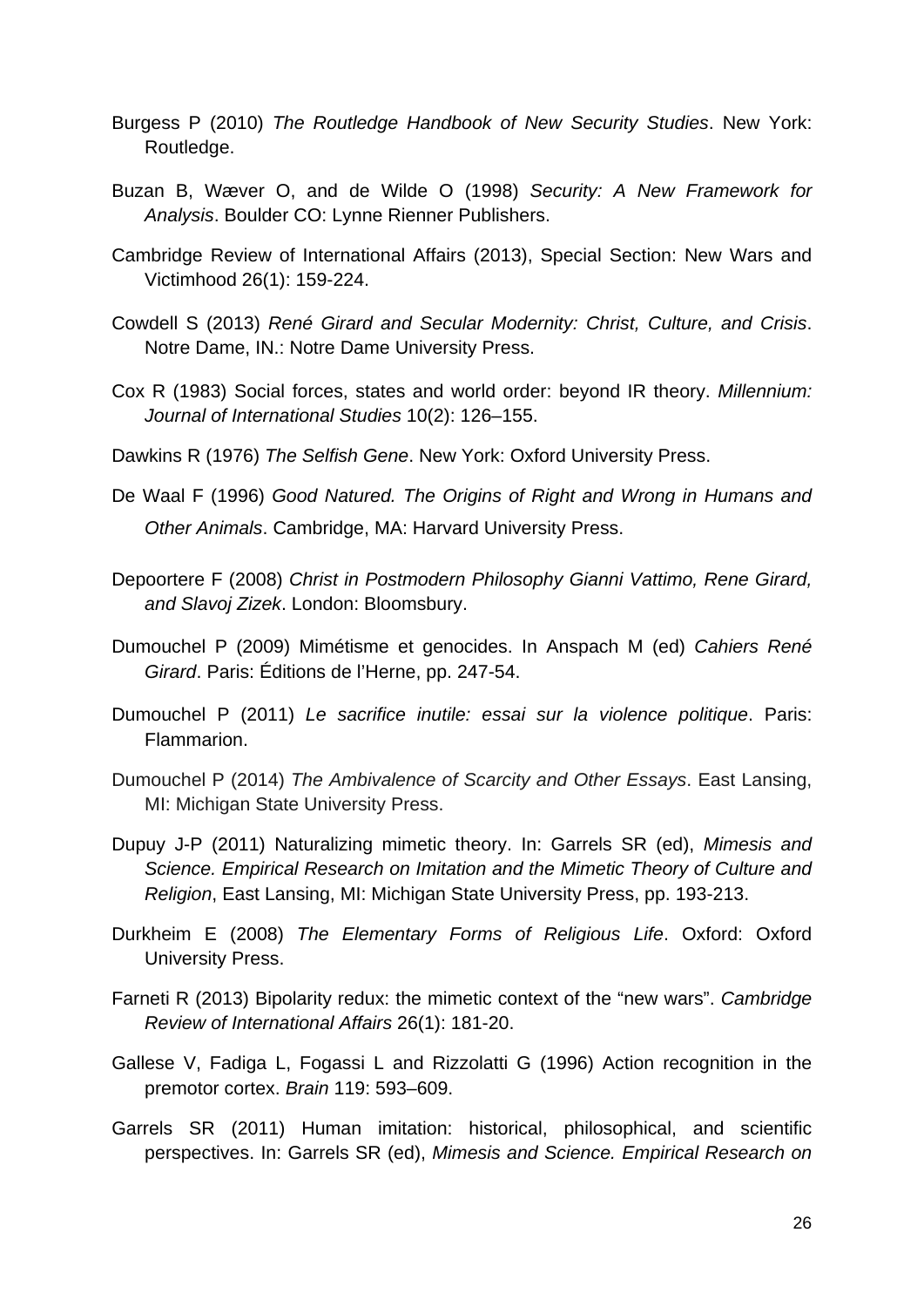Burgess P (2010) *The Routledge Handbook of New Security Studies*. New York: Routledge.

Buzan B, Wæver O, and de Wilde O (1998) *Security: A New Framework for Analysis*. Boulder CO: Lynne Rienner Publishers.

Cambridge Review of International Affairs (2013), Special Section: New Wars and Victimhood 26(1): 159-224.

Cowdell S (2013) *René Girard and Secular Modernity: Christ, Culture, and Crisis*. Notre Dame, IN.: Notre Dame University Press.

Cox R (1983) Social forces, states and world order: beyond IR theory. *Millennium: Journal of International Studies* 10(2): 126–155.

Dawkins R (1976) *The Selfish Gene*. New York: Oxford University Press.

De Waal F (1996) *Good Natured. The Origins of Right and Wrong in Humans and Other Animals*. Cambridge, MA: Harvard University Press.

Depoortere F (2008) *Christ in Postmodern Philosophy Gianni Vattimo, Rene Girard, and Slavoj Zizek*. London: Bloomsbury.

Dumouchel P (2009) Mimétisme et genocides. In Anspach M (ed) *Cahiers René Girard*. Paris: Éditions de l'Herne, pp. 247-54.

Dumouchel P (2011) *Le sacrifice inutile: essai sur la violence politique*. Paris: Flammarion.

Dumouchel P (2014) *The Ambivalence of Scarcity and Other Essays*. East Lansing, MI: Michigan State University Press.

Dupuy J-P (2011) Naturalizing mimetic theory. In: Garrels SR (ed), *Mimesis and Science. Empirical Research on Imitation and the Mimetic Theory of Culture and Religion*, East Lansing, MI: Michigan State University Press, pp. 193-213.

Durkheim E (2008) *The Elementary Forms of Religious Life*. Oxford: Oxford University Press.

Farneti R (2013) Bipolarity redux: the mimetic context of the "new wars". *Cambridge Review of International Affairs* 26(1): 181-20.

Gallese V, Fadiga L, Fogassi L and Rizzolatti G (1996) Action recognition in the premotor cortex. *Brain* 119: 593–609.

Garrels SR (2011) Human imitation: historical, philosophical, and scientific perspectives. In: Garrels SR (ed), *Mimesis and Science. Empirical Research on*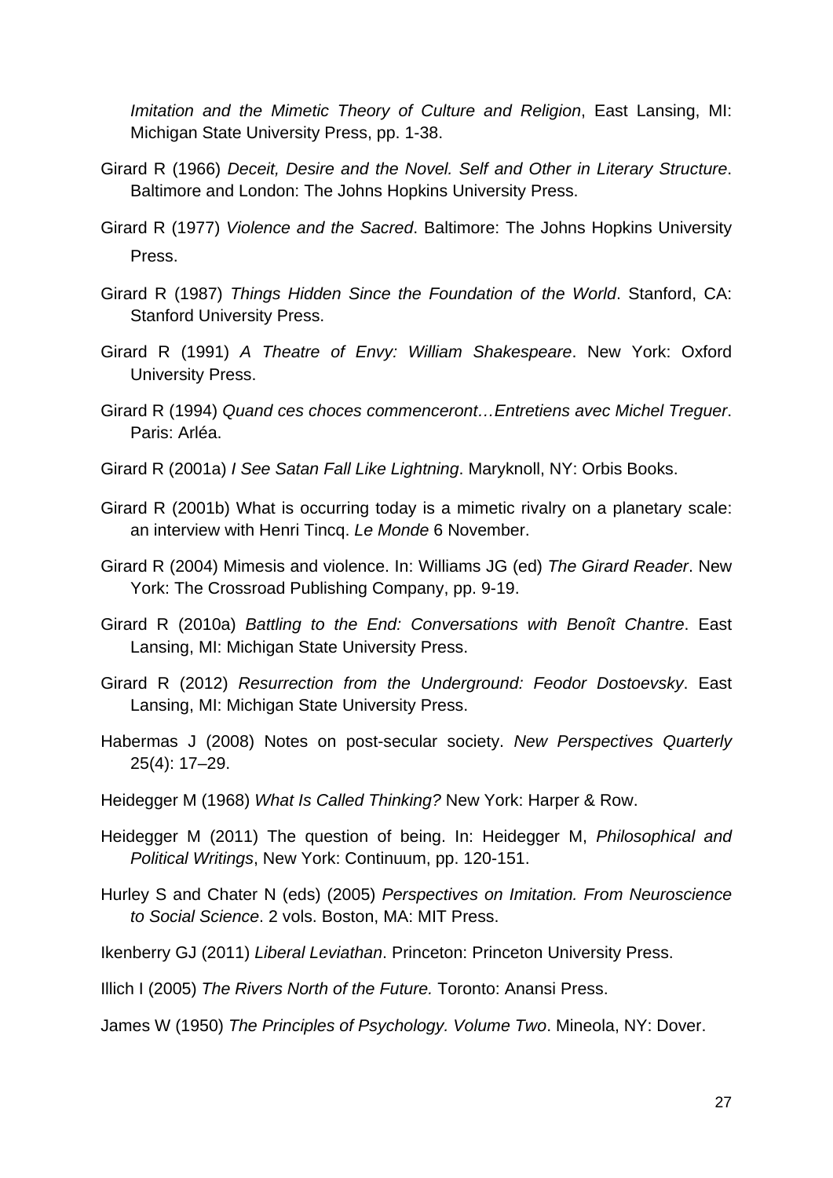*Imitation and the Mimetic Theory of Culture and Religion*, East Lansing, MI: Michigan State University Press, pp. 1-38.

Girard R (1966) *Deceit, Desire and the Novel. Self and Other in Literary Structure*. Baltimore and London: The Johns Hopkins University Press.

Girard R (1977) *Violence and the Sacred*. Baltimore: The Johns Hopkins University Press.

Girard R (1987) *Things Hidden Since the Foundation of the World*. Stanford, CA: Stanford University Press.

Girard R (1991) *A Theatre of Envy: William Shakespeare*. New York: Oxford University Press.

Girard R (1994) *Quand ces choces commenceront…Entretiens avec Michel Treguer*. Paris: Arléa.

Girard R (2001a) *I See Satan Fall Like Lightning*. Maryknoll, NY: Orbis Books.

Girard R (2001b) What is occurring today is a mimetic rivalry on a planetary scale: an interview with Henri Tincq. *Le Monde* 6 November.

Girard R (2004) Mimesis and violence. In: Williams JG (ed) *The Girard Reader*. New York: The Crossroad Publishing Company, pp. 9-19.

Girard R (2010a) *Battling to the End: Conversations with Benoît Chantre*. East Lansing, MI: Michigan State University Press.

Girard R (2012) *Resurrection from the Underground: Feodor Dostoevsky*. East Lansing, MI: Michigan State University Press.

Habermas J (2008) Notes on post-secular society. *New Perspectives Quarterly* 25(4): 17–29.

Heidegger M (1968) *What Is Called Thinking?* New York: Harper & Row.

Heidegger M (2011) The question of being. In: Heidegger M, *Philosophical and Political Writings*, New York: Continuum, pp. 120-151.

Hurley S and Chater N (eds) (2005) *Perspectives on Imitation. From Neuroscience to Social Science*. 2 vols. Boston, MA: MIT Press.

Ikenberry GJ (2011) *Liberal Leviathan*. Princeton: Princeton University Press.

Illich I (2005) *The Rivers North of the Future.* Toronto: Anansi Press.

James W (1950) *The Principles of Psychology. Volume Two*. Mineola, NY: Dover.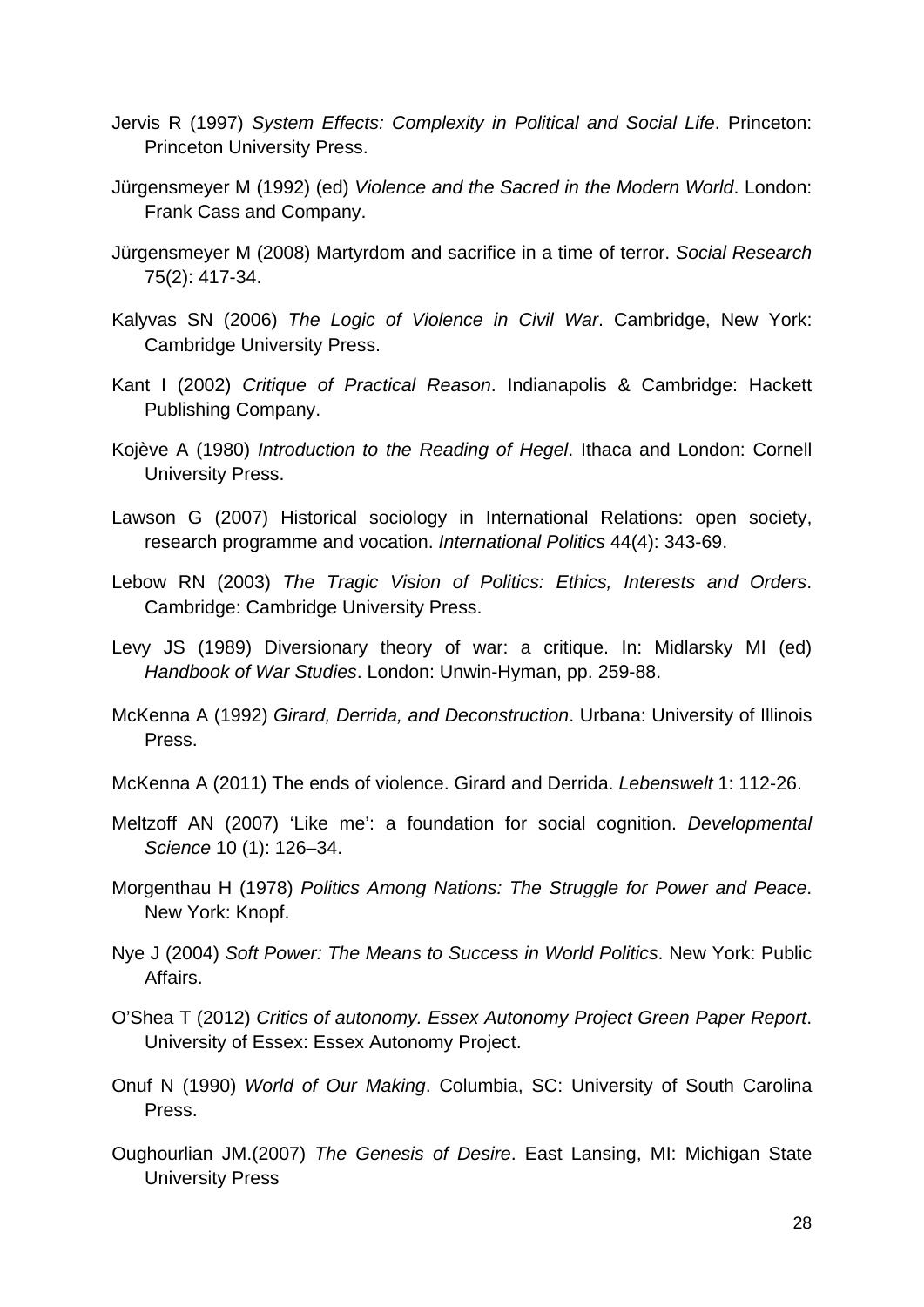Jervis R (1997) *System Effects: Complexity in Political and Social Life*. Princeton: Princeton University Press.

Jürgensmeyer M (1992) (ed) *Violence and the Sacred in the Modern World*. London: Frank Cass and Company.

Jürgensmeyer M (2008) Martyrdom and sacrifice in a time of terror. *Social Research* 75(2): 417-34.

Kalyvas SN (2006) *The Logic of Violence in Civil War*. Cambridge, New York: Cambridge University Press.

Kant I (2002) *Critique of Practical Reason*. Indianapolis & Cambridge: Hackett Publishing Company.

Kojève A (1980) *Introduction to the Reading of Hegel*. Ithaca and London: Cornell University Press.

Lawson G (2007) Historical sociology in International Relations: open society, research programme and vocation. *International Politics* 44(4): 343-69.

Lebow RN (2003) *The Tragic Vision of Politics: Ethics, Interests and Orders*. Cambridge: Cambridge University Press.

Levy JS (1989) Diversionary theory of war: a critique. In: Midlarsky MI (ed) *Handbook of War Studies*. London: Unwin-Hyman, pp. 259-88.

McKenna A (1992) *Girard, Derrida, and Deconstruction*. Urbana: University of Illinois Press.

McKenna A (2011) The ends of violence. Girard and Derrida. *Lebenswelt* 1: 112-26.

Meltzoff AN (2007) 'Like me': a foundation for social cognition. *Developmental Science* 10 (1): 126–34.

Morgenthau H (1978) *Politics Among Nations: The Struggle for Power and Peace*. New York: Knopf.

Nye J (2004) *Soft Power: The Means to Success in World Politics*. New York: Public Affairs.

O'Shea T (2012) *Critics of autonomy. Essex Autonomy Project Green Paper Report*. University of Essex: Essex Autonomy Project.

Onuf N (1990) *World of Our Making*. Columbia, SC: University of South Carolina Press.

Oughourlian JM.(2007) *The Genesis of Desire*. East Lansing, MI: Michigan State University Press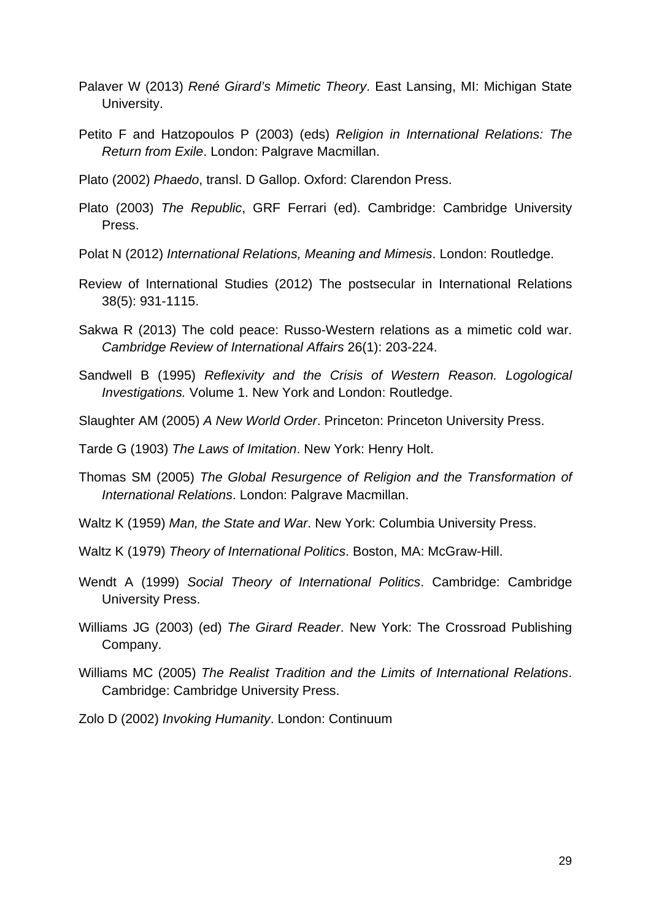Palaver W (2013) *René Girard's Mimetic Theory*. East Lansing, MI: Michigan State University.

Petito F and Hatzopoulos P (2003) (eds) *Religion in International Relations: The Return from Exile*. London: Palgrave Macmillan.

Plato (2002) *Phaedo*, transl. D Gallop. Oxford: Clarendon Press.

Plato (2003) *The Republic*, GRF Ferrari (ed). Cambridge: Cambridge University Press.

Polat N (2012) *International Relations, Meaning and Mimesis*. London: Routledge.

Review of International Studies (2012) The postsecular in International Relations 38(5): 931-1115.

Sakwa R (2013) The cold peace: Russo-Western relations as a mimetic cold war. *Cambridge Review of International Affairs* 26(1): 203-224.

Sandwell B (1995) *Reflexivity and the Crisis of Western Reason. Logological Investigations.* Volume 1. New York and London: Routledge.

Slaughter AM (2005) *A New World Order*. Princeton: Princeton University Press.

Tarde G (1903) *The Laws of Imitation*. New York: Henry Holt.

Thomas SM (2005) *The Global Resurgence of Religion and the Transformation of International Relations*. London: Palgrave Macmillan.

Waltz K (1959) *Man, the State and War*. New York: Columbia University Press.

Waltz K (1979) *Theory of International Politics*. Boston, MA: McGraw-Hill.

Wendt A (1999) *Social Theory of International Politics*. Cambridge: Cambridge University Press.

Williams JG (2003) (ed) *The Girard Reader*. New York: The Crossroad Publishing Company.

Williams MC (2005) *The Realist Tradition and the Limits of International Relations*. Cambridge: Cambridge University Press.

Zolo D (2002) *Invoking Humanity*. London: Continuum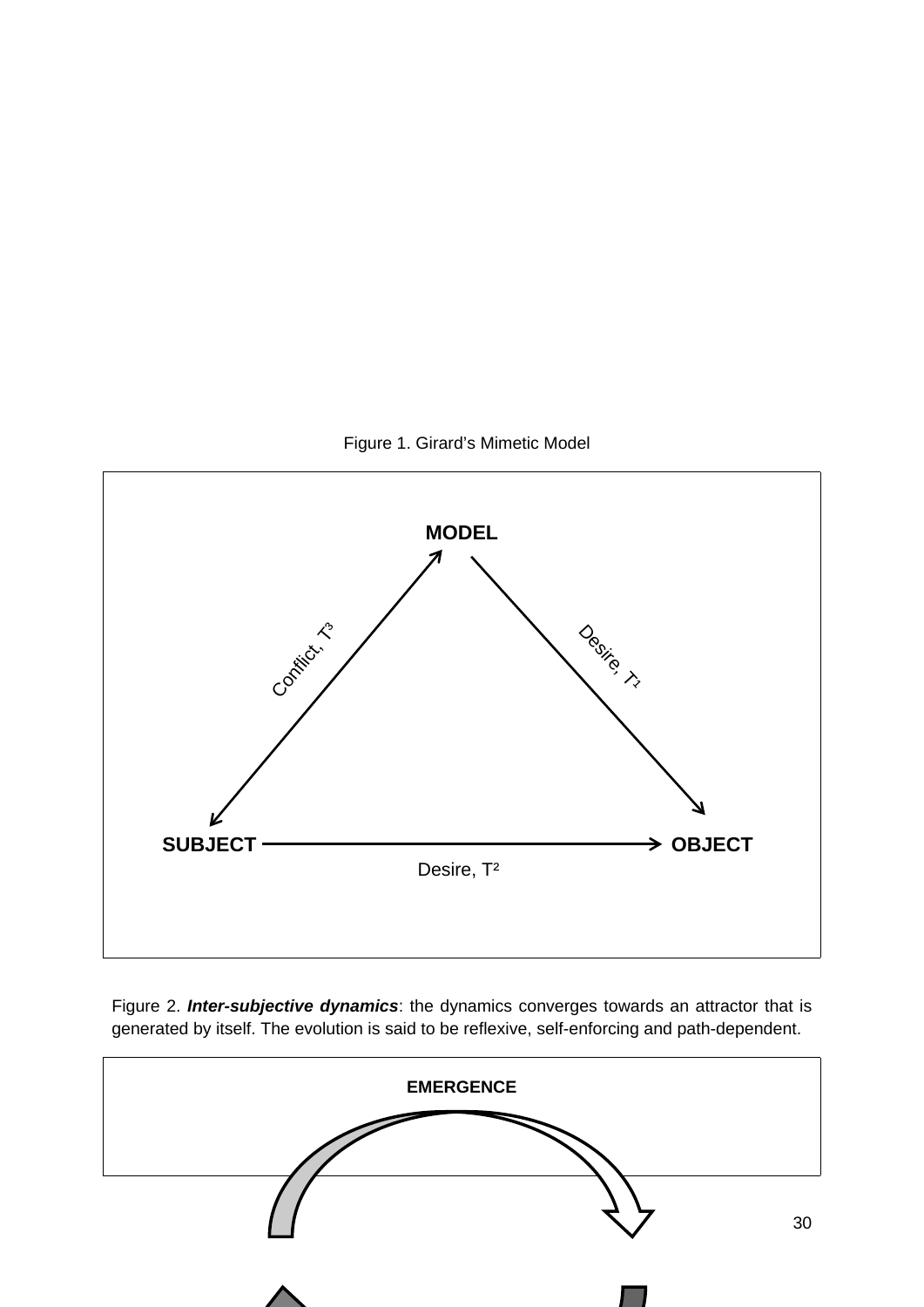Figure 1. Girard's Mimetic Model

MODEL

Conflict, $T^3$

Desire, $T_1$

SUBJECT → OBJECT

Desire, $T^2$

Figure 2. ***Inter-subjective dynamics***: the dynamics converges towards an attractor that is generated by itself. The evolution is said to be reflexive, self-enforcing and path-dependent.

**EMERGENCE**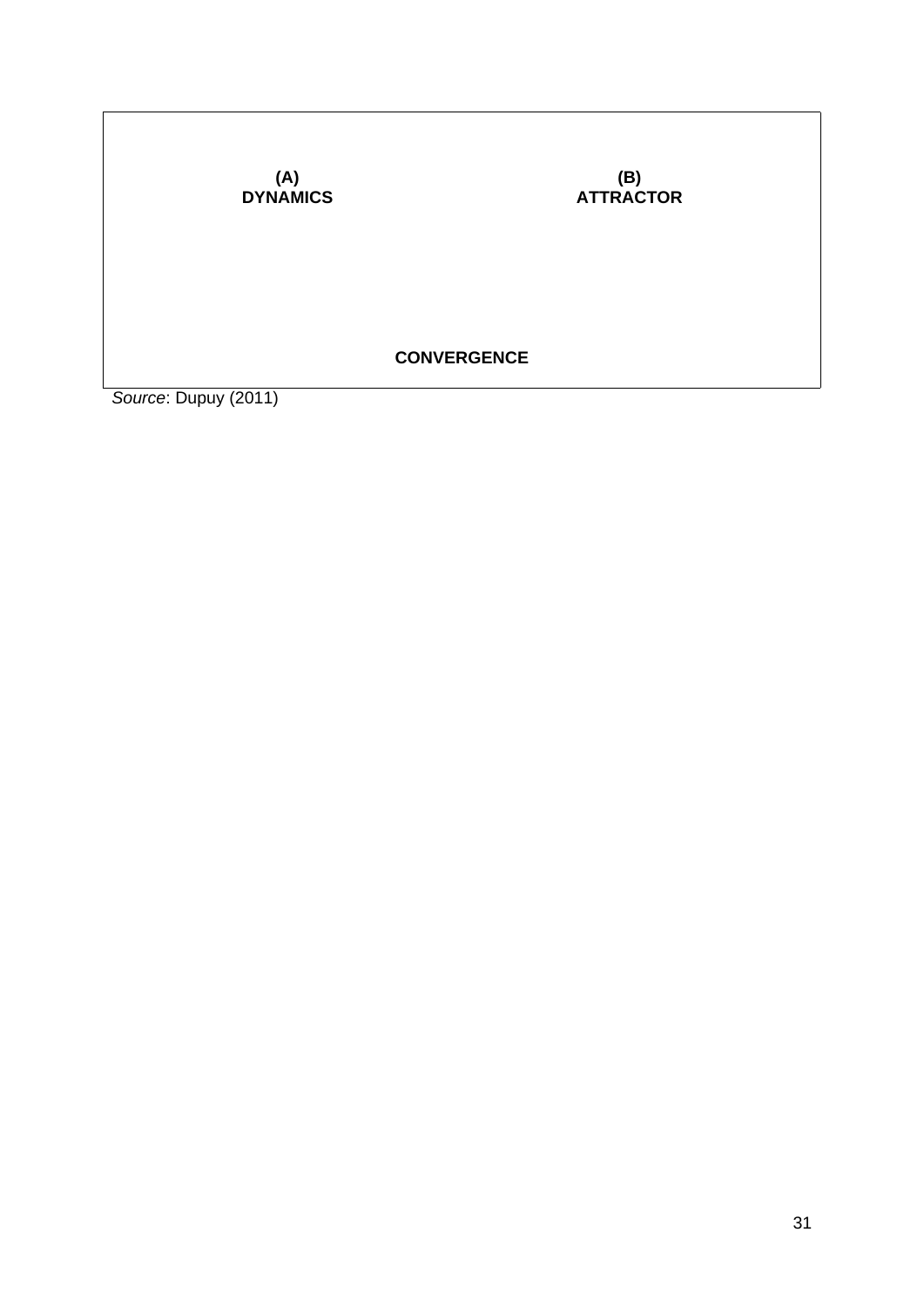(A)
DYNAMICS

(B)
ATTRACTOR

CONVERGENCE

*Source*: Dupuy (2011)